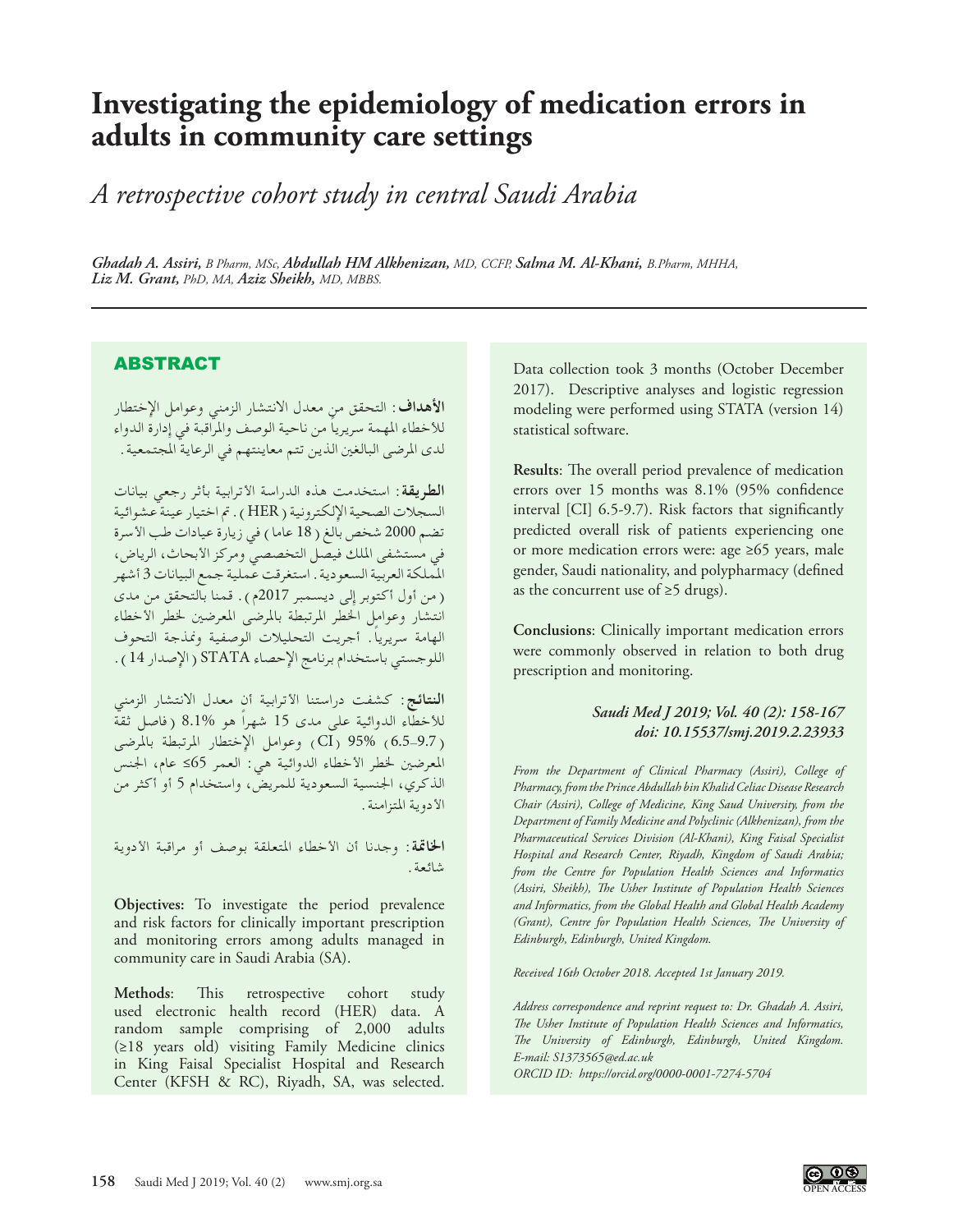# Investigating the epidemiology of medication errors in adults in community care settings

## *A retrospective cohort study in central Saudi Arabia*

***Ghadah A. Assiri,** B Pharm, MSc,* ***Abdullah HM Alkhenizan,** MD, CCFP,* ***Salma M. Al-Khani,** B.Pharm, MHHA,* ***Liz M. Grant,** PhD, MA,* ***Aziz Sheikh,** MD, MBBS.*

## ABSTRACT

**الأهداف:** التحقق من معدل الانتشار الزمني وعوامل الإختطار للأخطاء المهمة سريرياً من ناحية الوصف والمراقبة في إدارة الدواء لدى المرضى البالغين الذين تتم معاينتهم في الرعاية المجتمعية.

**الطريقة:** استخدمت هذه الدراسة الأترابية بأثر رجعي بيانات السجلات الصحية الإلكترونية (HER). تم اختيار عينة عشوائية تضم 2000 شخص بالغ (18 عاما) في زيارة عيادات طب الأسرة في مستشفى الملك فيصل التخصصي ومركز الأبحاث، الرياض، المملكة العربية السعودية. استغرقت عملية جمع البيانات 3 أشهر (من أول أكتوبر إلى ديسمبر 2017م). قمنا بالتحقق من مدى انتشار وعوامل الخطر المرتبطة بالمرضى المعرضين لخطر الأخطاء الهامة سريرياً. أجريت التحليلات الوصفية ونمذجة التحوف اللوجستي باستخدام برنامج الإحصاء STATA (الإصدار 14).

**النتائج:** كشفت دراستنا الأترابية أن معدل الانتشار الزمني للأخطاء الدوائية على مدى 15 شهراً هو 8.1% (فاصل ثقة 95% (CI) (6.5–9.7) وعوامل الإختطار المرتبطة بالمرضى المعرضين لخطر الأخطاء الدوائية هي: العمر 65≤ عام، الجنس الذكري، الجنسية السعودية للمريض، واستخدام 5 أو أكثر من الأدوية المتزامنة.

**الخاتمة:** وجدنا أن الأخطاء المتعلقة بوصف أو مراقبة الأدوية شائعة.

**Objectives:** To investigate the period prevalence and risk factors for clinically important prescription and monitoring errors among adults managed in community care in Saudi Arabia (SA).

**Methods**: This retrospective cohort study used electronic health record (HER) data. A random sample comprising of 2,000 adults (≥18 years old) visiting Family Medicine clinics in King Faisal Specialist Hospital and Research Center (KFSH & RC), Riyadh, SA, was selected. Data collection took 3 months (October December 2017). Descriptive analyses and logistic regression modeling were performed using STATA (version 14) statistical software.

**Results**: The overall period prevalence of medication errors over 15 months was 8.1% (95% confidence interval [CI] 6.5-9.7). Risk factors that significantly predicted overall risk of patients experiencing one or more medication errors were: age ≥65 years, male gender, Saudi nationality, and polypharmacy (defined as the concurrent use of ≥5 drugs).

**Conclusions**: Clinically important medication errors were commonly observed in relation to both drug prescription and monitoring.

***Saudi Med J 2019; Vol. 40 (2): 158-167***
***doi: 10.15537/smj.2019.2.23933***

*From the Department of Clinical Pharmacy (Assiri), College of Pharmacy, from the Prince Abdullah bin Khalid Celiac Disease Research Chair (Assiri), College of Medicine, King Saud University, from the Department of Family Medicine and Polyclinic (Alkhenizan), from the Pharmaceutical Services Division (Al-Khani), King Faisal Specialist Hospital and Research Center, Riyadh, Kingdom of Saudi Arabia; from the Centre for Population Health Sciences and Informatics (Assiri, Sheikh), The Usher Institute of Population Health Sciences and Informatics, from the Global Health and Global Health Academy (Grant), Centre for Population Health Sciences, The University of Edinburgh, Edinburgh, United Kingdom.*

*Received 16th October 2018. Accepted 1st January 2019.*

*Address correspondence and reprint request to: Dr. Ghadah A. Assiri, The Usher Institute of Population Health Sciences and Informatics, The University of Edinburgh, Edinburgh, United Kingdom. E-mail: S1373565@ed.ac.uk*
*ORCID ID: https://orcid.org/0000-0001-7274-5704*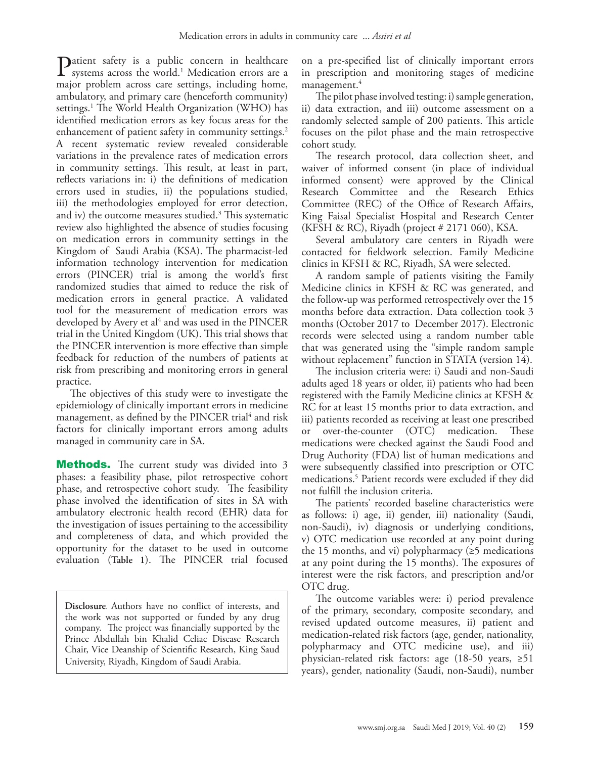Patient safety is a public concern in healthcare systems across the world.[1] Medication errors are a major problem across care settings, including home, ambulatory, and primary care (henceforth community) settings.[1] The World Health Organization (WHO) has identified medication errors as key focus areas for the enhancement of patient safety in community settings.[2] A recent systematic review revealed considerable variations in the prevalence rates of medication errors in community settings. This result, at least in part, reflects variations in: i) the definitions of medication errors used in studies, ii) the populations studied, iii) the methodologies employed for error detection, and iv) the outcome measures studied.[3] This systematic review also highlighted the absence of studies focusing on medication errors in community settings in the Kingdom of Saudi Arabia (KSA). The pharmacist-led information technology intervention for medication errors (PINCER) trial is among the world's first randomized studies that aimed to reduce the risk of medication errors in general practice. A validated tool for the measurement of medication errors was developed by Avery et al[4] and was used in the PINCER trial in the United Kingdom (UK). This trial shows that the PINCER intervention is more effective than simple feedback for reduction of the numbers of patients at risk from prescribing and monitoring errors in general practice.

The objectives of this study were to investigate the epidemiology of clinically important errors in medicine management, as defined by the PINCER trial[4] and risk factors for clinically important errors among adults managed in community care in SA.

**Methods.** The current study was divided into 3 phases: a feasibility phase, pilot retrospective cohort phase, and retrospective cohort study. The feasibility phase involved the identification of sites in SA with ambulatory electronic health record (EHR) data for the investigation of issues pertaining to the accessibility and completeness of data, and which provided the opportunity for the dataset to be used in outcome evaluation (**Table 1**). The PINCER trial focused on a pre-specified list of clinically important errors in prescription and monitoring stages of medicine management.[4]

The pilot phase involved testing: i) sample generation, ii) data extraction, and iii) outcome assessment on a randomly selected sample of 200 patients. This article focuses on the pilot phase and the main retrospective cohort study.

The research protocol, data collection sheet, and waiver of informed consent (in place of individual informed consent) were approved by the Clinical Research Committee and the Research Ethics Committee (REC) of the Office of Research Affairs, King Faisal Specialist Hospital and Research Center (KFSH & RC), Riyadh (project # 2171 060), KSA.

Several ambulatory care centers in Riyadh were contacted for fieldwork selection. Family Medicine clinics in KFSH & RC, Riyadh, SA were selected.

A random sample of patients visiting the Family Medicine clinics in KFSH & RC was generated, and the follow-up was performed retrospectively over the 15 months before data extraction. Data collection took 3 months (October 2017 to December 2017). Electronic records were selected using a random number table that was generated using the "simple random sample without replacement" function in STATA (version 14).

The inclusion criteria were: i) Saudi and non-Saudi adults aged 18 years or older, ii) patients who had been registered with the Family Medicine clinics at KFSH & RC for at least 15 months prior to data extraction, and iii) patients recorded as receiving at least one prescribed or over-the-counter (OTC) medication. These medications were checked against the Saudi Food and Drug Authority (FDA) list of human medications and were subsequently classified into prescription or OTC medications.[5] Patient records were excluded if they did not fulfill the inclusion criteria.

The patients' recorded baseline characteristics were as follows: i) age, ii) gender, iii) nationality (Saudi, non-Saudi), iv) diagnosis or underlying conditions, v) OTC medication use recorded at any point during the 15 months, and vi) polypharmacy (≥5 medications at any point during the 15 months). The exposures of interest were the risk factors, and prescription and/or OTC drug.

The outcome variables were: i) period prevalence of the primary, secondary, composite secondary, and revised updated outcome measures, ii) patient and medication-related risk factors (age, gender, nationality, polypharmacy and OTC medicine use), and iii) physician-related risk factors: age (18-50 years, ≥51 years), gender, nationality (Saudi, non-Saudi), number

**Disclosure**. Authors have no conflict of interests, and the work was not supported or funded by any drug company. The project was financially supported by the Prince Abdullah bin Khalid Celiac Disease Research Chair, Vice Deanship of Scientific Research, King Saud University, Riyadh, Kingdom of Saudi Arabia.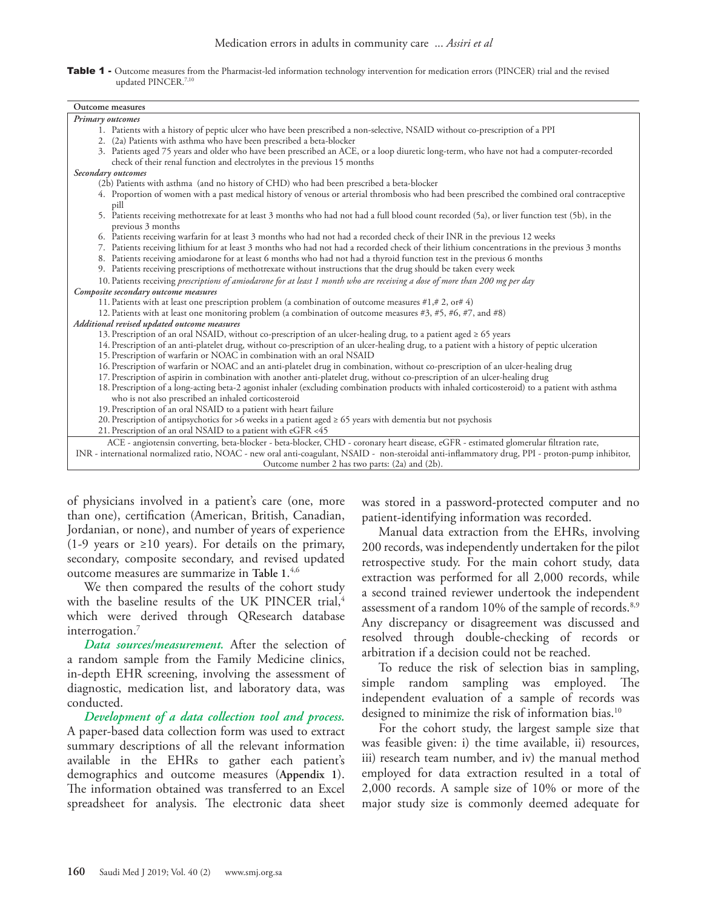**Table 1 -** Outcome measures from the Pharmacist-led information technology intervention for medication errors (PINCER) trial and the revised updated PINCER.[7,10]

| Outcome measures |
|---|
| ***Primary outcomes*** |
| 1. Patients with a history of peptic ulcer who have been prescribed a non-selective, NSAID without co-prescription of a PPI |
| 2. (2a) Patients with asthma who have been prescribed a beta-blocker |
| 3. Patients aged 75 years and older who have been prescribed an ACE, or a loop diuretic long-term, who have not had a computer-recorded check of their renal function and electrolytes in the previous 15 months |
| ***Secondary outcomes*** |
| (2b) Patients with asthma (and no history of CHD) who had been prescribed a beta-blocker |
| 4. Proportion of women with a past medical history of venous or arterial thrombosis who had been prescribed the combined oral contraceptive pill |
| 5. Patients receiving methotrexate for at least 3 months who had not had a full blood count recorded (5a), or liver function test (5b), in the previous 3 months |
| 6. Patients receiving warfarin for at least 3 months who had not had a recorded check of their INR in the previous 12 weeks |
| 7. Patients receiving lithium for at least 3 months who had not had a recorded check of their lithium concentrations in the previous 3 months |
| 8. Patients receiving amiodarone for at least 6 months who had not had a thyroid function test in the previous 6 months |
| 9. Patients receiving prescriptions of methotrexate without instructions that the drug should be taken every week |
| 10. Patients receiving *prescriptions of amiodarone for at least 1 month who are receiving a dose of more than 200 mg per day* |
| ***Composite secondary outcome measures*** |
| 11. Patients with at least one prescription problem (a combination of outcome measures #1,# 2, or# 4) |
| 12. Patients with at least one monitoring problem (a combination of outcome measures #3, #5, #6, #7, and #8) |
| ***Additional revised updated outcome measures*** |
| 13. Prescription of an oral NSAID, without co-prescription of an ulcer-healing drug, to a patient aged ≥ 65 years |
| 14. Prescription of an anti-platelet drug, without co-prescription of an ulcer-healing drug, to a patient with a history of peptic ulceration |
| 15. Prescription of warfarin or NOAC in combination with an oral NSAID |
| 16. Prescription of warfarin or NOAC and an anti-platelet drug in combination, without co-prescription of an ulcer-healing drug |
| 17. Prescription of aspirin in combination with another anti-platelet drug, without co-prescription of an ulcer-healing drug |
| 18. Prescription of a long-acting beta-2 agonist inhaler (excluding combination products with inhaled corticosteroid) to a patient with asthma who is not also prescribed an inhaled corticosteroid |
| 19. Prescription of an oral NSAID to a patient with heart failure |
| 20. Prescription of antipsychotics for >6 weeks in a patient aged ≥ 65 years with dementia but not psychosis |
| 21. Prescription of an oral NSAID to a patient with eGFR <45 |

ACE - angiotensin converting, beta-blocker - beta-blocker, CHD - coronary heart disease, eGFR - estimated glomerular filtration rate, INR - international normalized ratio, NOAC - new oral anti-coagulant, NSAID - non-steroidal anti-inflammatory drug, PPI - proton-pump inhibitor, Outcome number 2 has two parts: (2a) and (2b).

of physicians involved in a patient's care (one, more than one), certification (American, British, Canadian, Jordanian, or none), and number of years of experience (1-9 years or ≥10 years). For details on the primary, secondary, composite secondary, and revised updated outcome measures are summarize in **Table 1**.[4,6]

We then compared the results of the cohort study with the baseline results of the UK PINCER trial,[4] which were derived through QResearch database interrogation.[7]

***Data sources/measurement.*** After the selection of a random sample from the Family Medicine clinics, in-depth EHR screening, involving the assessment of diagnostic, medication list, and laboratory data, was conducted.

***Development of a data collection tool and process.*** A paper-based data collection form was used to extract summary descriptions of all the relevant information available in the EHRs to gather each patient's demographics and outcome measures (**Appendix 1**). The information obtained was transferred to an Excel spreadsheet for analysis. The electronic data sheet was stored in a password-protected computer and no patient-identifying information was recorded.

Manual data extraction from the EHRs, involving 200 records, was independently undertaken for the pilot retrospective study. For the main cohort study, data extraction was performed for all 2,000 records, while a second trained reviewer undertook the independent assessment of a random 10% of the sample of records.[8,9] Any discrepancy or disagreement was discussed and resolved through double-checking of records or arbitration if a decision could not be reached.

To reduce the risk of selection bias in sampling, simple random sampling was employed. The independent evaluation of a sample of records was designed to minimize the risk of information bias.[10]

For the cohort study, the largest sample size that was feasible given: i) the time available, ii) resources, iii) research team number, and iv) the manual method employed for data extraction resulted in a total of 2,000 records. A sample size of 10% or more of the major study size is commonly deemed adequate for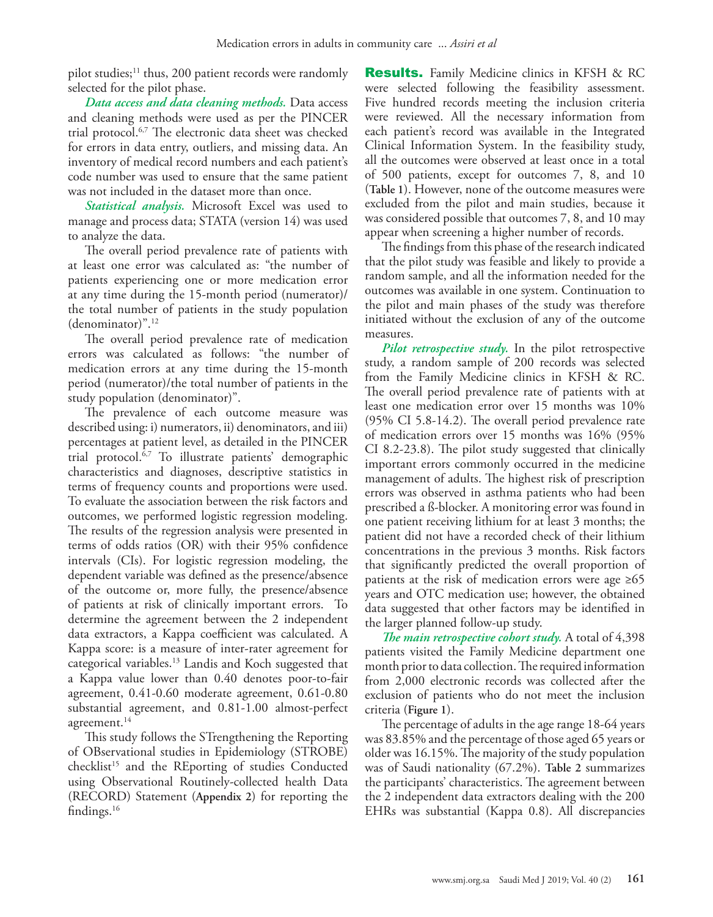pilot studies;[11] thus, 200 patient records were randomly selected for the pilot phase.

***Data access and data cleaning methods.*** Data access and cleaning methods were used as per the PINCER trial protocol.[6,7] The electronic data sheet was checked for errors in data entry, outliers, and missing data. An inventory of medical record numbers and each patient's code number was used to ensure that the same patient was not included in the dataset more than once.

***Statistical analysis.*** Microsoft Excel was used to manage and process data; STATA (version 14) was used to analyze the data.

The overall period prevalence rate of patients with at least one error was calculated as: "the number of patients experiencing one or more medication error at any time during the 15-month period (numerator)/ the total number of patients in the study population (denominator)".[12]

The overall period prevalence rate of medication errors was calculated as follows: "the number of medication errors at any time during the 15-month period (numerator)/the total number of patients in the study population (denominator)".

The prevalence of each outcome measure was described using: i) numerators, ii) denominators, and iii) percentages at patient level, as detailed in the PINCER trial protocol.[6,7] To illustrate patients' demographic characteristics and diagnoses, descriptive statistics in terms of frequency counts and proportions were used. To evaluate the association between the risk factors and outcomes, we performed logistic regression modeling. The results of the regression analysis were presented in terms of odds ratios (OR) with their 95% confidence intervals (CIs). For logistic regression modeling, the dependent variable was defined as the presence/absence of the outcome or, more fully, the presence/absence of patients at risk of clinically important errors. To determine the agreement between the 2 independent data extractors, a Kappa coefficient was calculated. A Kappa score: is a measure of inter-rater agreement for categorical variables.[13] Landis and Koch suggested that a Kappa value lower than 0.40 denotes poor-to-fair agreement, 0.41-0.60 moderate agreement, 0.61-0.80 substantial agreement, and 0.81-1.00 almost-perfect agreement.[14]

This study follows the STrengthening the Reporting of OBservational studies in Epidemiology (STROBE) checklist[15] and the REporting of studies Conducted using Observational Routinely-collected health Data (RECORD) Statement (**Appendix 2**) for reporting the findings.[16]

**Results.** Family Medicine clinics in KFSH & RC were selected following the feasibility assessment. Five hundred records meeting the inclusion criteria were reviewed. All the necessary information from each patient's record was available in the Integrated Clinical Information System. In the feasibility study, all the outcomes were observed at least once in a total of 500 patients, except for outcomes 7, 8, and 10 (**Table 1**). However, none of the outcome measures were excluded from the pilot and main studies, because it was considered possible that outcomes 7, 8, and 10 may appear when screening a higher number of records.

The findings from this phase of the research indicated that the pilot study was feasible and likely to provide a random sample, and all the information needed for the outcomes was available in one system. Continuation to the pilot and main phases of the study was therefore initiated without the exclusion of any of the outcome measures.

***Pilot retrospective study.*** In the pilot retrospective study, a random sample of 200 records was selected from the Family Medicine clinics in KFSH & RC. The overall period prevalence rate of patients with at least one medication error over 15 months was 10% (95% CI 5.8-14.2). The overall period prevalence rate of medication errors over 15 months was 16% (95% CI 8.2-23.8). The pilot study suggested that clinically important errors commonly occurred in the medicine management of adults. The highest risk of prescription errors was observed in asthma patients who had been prescribed a ß-blocker. A monitoring error was found in one patient receiving lithium for at least 3 months; the patient did not have a recorded check of their lithium concentrations in the previous 3 months. Risk factors that significantly predicted the overall proportion of patients at the risk of medication errors were age ≥65 years and OTC medication use; however, the obtained data suggested that other factors may be identified in the larger planned follow-up study.

***The main retrospective cohort study.*** A total of 4,398 patients visited the Family Medicine department one month prior to data collection. The required information from 2,000 electronic records was collected after the exclusion of patients who do not meet the inclusion criteria (**Figure 1**).

The percentage of adults in the age range 18-64 years was 83.85% and the percentage of those aged 65 years or older was 16.15%. The majority of the study population was of Saudi nationality (67.2%). **Table 2** summarizes the participants' characteristics. The agreement between the 2 independent data extractors dealing with the 200 EHRs was substantial (Kappa 0.8). All discrepancies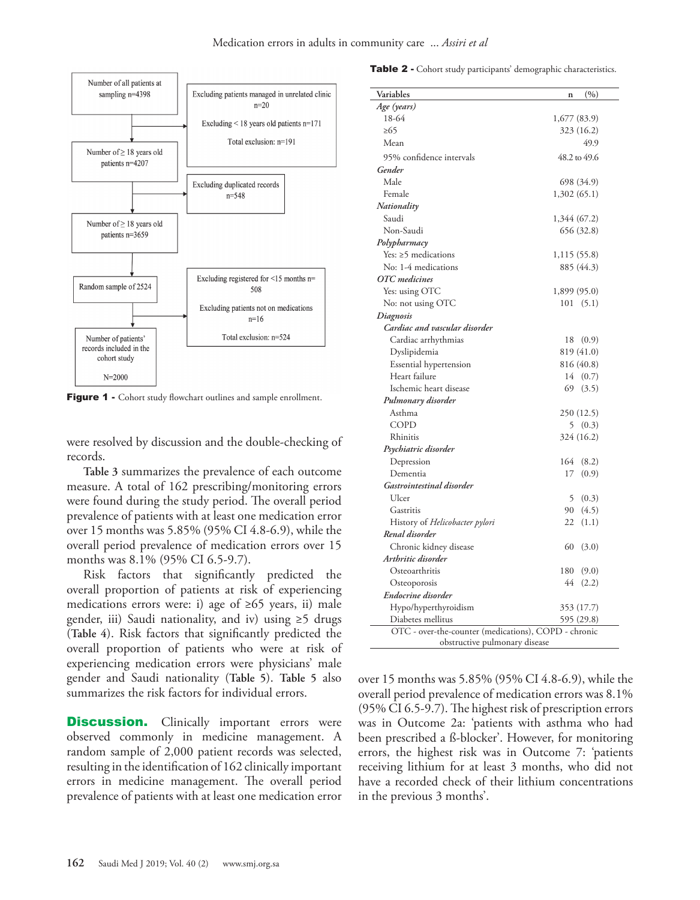Number of all patients at sampling n=4398 → Excluding patients managed in unrelated clinic n=20; Excluding < 18 years old patients n=171; Total exclusion: n=191

Number of ≥ 18 years old patients n=4207 → Excluding duplicated records n=548

Number of ≥ 18 years old patients n=3659

Random sample of 2524 → Excluding registered for <15 months n= 508; Excluding patients not on medications n=16; Total exclusion: n=524

Number of patients' records included in the cohort study N=2000

**Figure 1 -** Cohort study flowchart outlines and sample enrollment.

were resolved by discussion and the double-checking of records.

**Table 3** summarizes the prevalence of each outcome measure. A total of 162 prescribing/monitoring errors were found during the study period. The overall period prevalence of patients with at least one medication error over 15 months was 5.85% (95% CI 4.8-6.9), while the overall period prevalence of medication errors over 15 months was 8.1% (95% CI 6.5-9.7).

Risk factors that significantly predicted the overall proportion of patients at risk of experiencing medications errors were: i) age of ≥65 years, ii) male gender, iii) Saudi nationality, and iv) using ≥5 drugs (**Table 4**). Risk factors that significantly predicted the overall proportion of patients who were at risk of experiencing medication errors were physicians' male gender and Saudi nationality (**Table 5**). **Table 5** also summarizes the risk factors for individual errors.

**Table 2 -** Cohort study participants' demographic characteristics.

| Variables | n (%) |
|---|---|
| *Age (years)* | |
| 18-64 | 1,677 (83.9) |
| ≥65 | 323 (16.2) |
| Mean | 49.9 |
| 95% confidence intervals | 48.2 to 49.6 |
| *Gender* | |
| Male | 698 (34.9) |
| Female | 1,302 (65.1) |
| *Nationality* | |
| Saudi | 1,344 (67.2) |
| Non-Saudi | 656 (32.8) |
| *Polypharmacy* | |
| Yes: ≥5 medications | 1,115 (55.8) |
| No: 1-4 medications | 885 (44.3) |
| *OTC medicines* | |
| Yes: using OTC | 1,899 (95.0) |
| No: not using OTC | 101 (5.1) |
| *Diagnosis* | |
| ***Cardiac and vascular disorder*** | |
| Cardiac arrhythmias | 18 (0.9) |
| Dyslipidemia | 819 (41.0) |
| Essential hypertension | 816 (40.8) |
| Heart failure | 14 (0.7) |
| Ischemic heart disease | 69 (3.5) |
| ***Pulmonary disorder*** | |
| Asthma | 250 (12.5) |
| COPD | 5 (0.3) |
| Rhinitis | 324 (16.2) |
| ***Psychiatric disorder*** | |
| Depression | 164 (8.2) |
| Dementia | 17 (0.9) |
| ***Gastrointestinal disorder*** | |
| Ulcer | 5 (0.3) |
| Gastritis | 90 (4.5) |
| History of *Helicobacter pylori* | 22 (1.1) |
| ***Renal disorder*** | |
| Chronic kidney disease | 60 (3.0) |
| ***Arthritic disorder*** | |
| Osteoarthritis | 180 (9.0) |
| Osteoporosis | 44 (2.2) |
| ***Endocrine disorder*** | |
| Hypo/hyperthyroidism | 353 (17.7) |
| Diabetes mellitus | 595 (29.8) |

OTC - over-the-counter (medications), COPD - chronic obstructive pulmonary disease

## Discussion.

Clinically important errors were observed commonly in medicine management. A random sample of 2,000 patient records was selected, resulting in the identification of 162 clinically important errors in medicine management. The overall period prevalence of patients with at least one medication error over 15 months was 5.85% (95% CI 4.8-6.9), while the overall period prevalence of medication errors was 8.1% (95% CI 6.5-9.7). The highest risk of prescription errors was in Outcome 2a: 'patients with asthma who had been prescribed a ß-blocker'. However, for monitoring errors, the highest risk was in Outcome 7: 'patients receiving lithium for at least 3 months, who did not have a recorded check of their lithium concentrations in the previous 3 months'.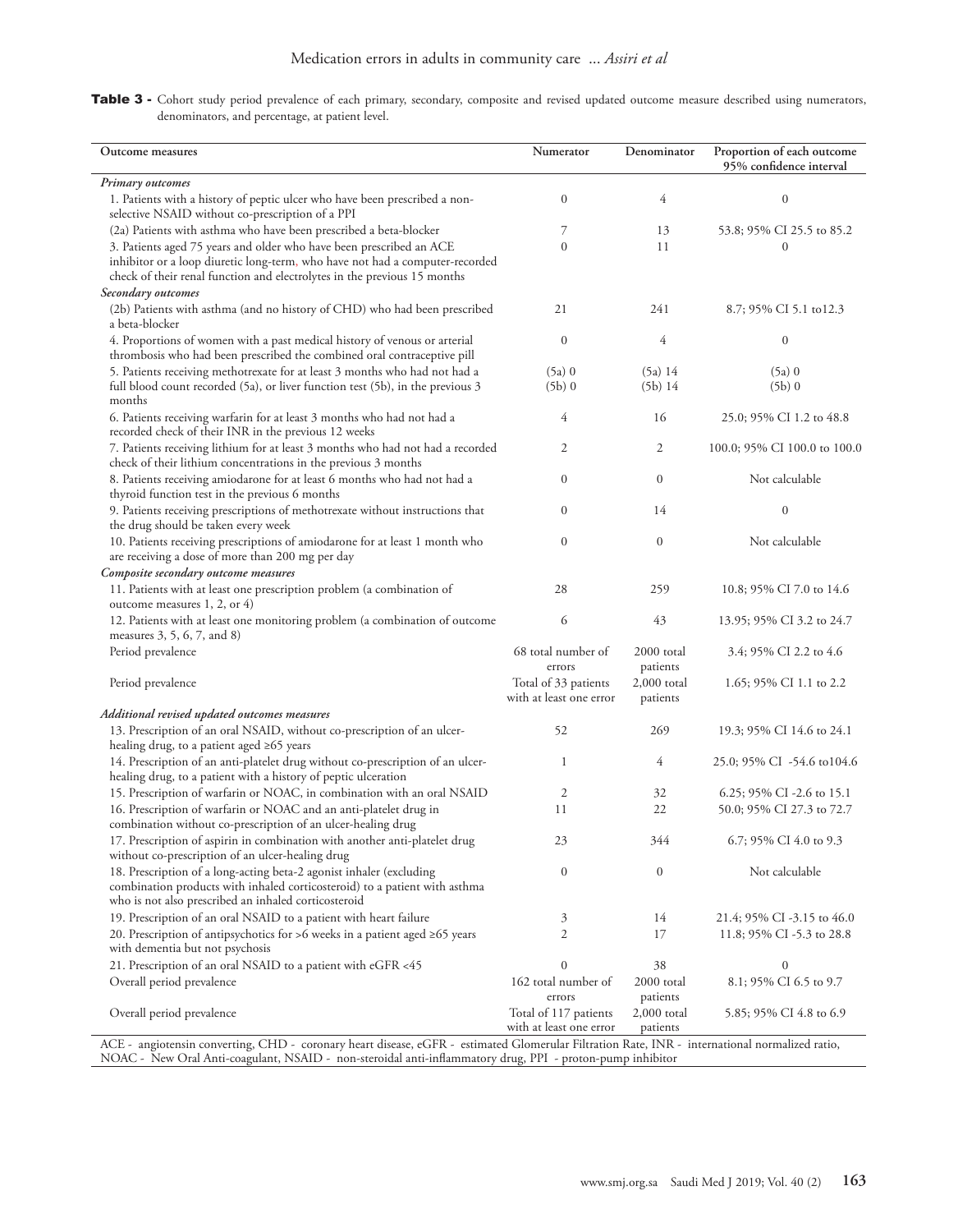**Table 3 -** Cohort study period prevalence of each primary, secondary, composite and revised updated outcome measure described using numerators, denominators, and percentage, at patient level.

| Outcome measures | Numerator | Denominator | Proportion of each outcome 95% confidence interval |
|---|---|---|---|
| *Primary outcomes* | | | |
| 1. Patients with a history of peptic ulcer who have been prescribed a non-selective NSAID without co-prescription of a PPI | 0 | 4 | 0 |
| (2a) Patients with asthma who have been prescribed a beta-blocker | 7 | 13 | 53.8; 95% CI 25.5 to 85.2 |
| 3. Patients aged 75 years and older who have been prescribed an ACE inhibitor or a loop diuretic long-term, who have not had a computer-recorded check of their renal function and electrolytes in the previous 15 months | 0 | 11 | 0 |
| *Secondary outcomes* | | | |
| (2b) Patients with asthma (and no history of CHD) who had been prescribed a beta-blocker | 21 | 241 | 8.7; 95% CI 5.1 to12.3 |
| 4. Proportions of women with a past medical history of venous or arterial thrombosis who had been prescribed the combined oral contraceptive pill | 0 | 4 | 0 |
| 5. Patients receiving methotrexate for at least 3 months who had not had a full blood count recorded (5a), or liver function test (5b), in the previous 3 months | (5a) 0<br>(5b) 0 | (5a) 14<br>(5b) 14 | (5a) 0<br>(5b) 0 |
| 6. Patients receiving warfarin for at least 3 months who had not had a recorded check of their INR in the previous 12 weeks | 4 | 16 | 25.0; 95% CI 1.2 to 48.8 |
| 7. Patients receiving lithium for at least 3 months who had not had a recorded check of their lithium concentrations in the previous 3 months | 2 | 2 | 100.0; 95% CI 100.0 to 100.0 |
| 8. Patients receiving amiodarone for at least 6 months who had not had a thyroid function test in the previous 6 months | 0 | 0 | Not calculable |
| 9. Patients receiving prescriptions of methotrexate without instructions that the drug should be taken every week | 0 | 14 | 0 |
| 10. Patients receiving prescriptions of amiodarone for at least 1 month who are receiving a dose of more than 200 mg per day | 0 | 0 | Not calculable |
| *Composite secondary outcome measures* | | | |
| 11. Patients with at least one prescription problem (a combination of outcome measures 1, 2, or 4) | 28 | 259 | 10.8; 95% CI 7.0 to 14.6 |
| 12. Patients with at least one monitoring problem (a combination of outcome measures 3, 5, 6, 7, and 8) | 6 | 43 | 13.95; 95% CI 3.2 to 24.7 |
| Period prevalence | 68 total number of errors | 2000 total patients | 3.4; 95% CI 2.2 to 4.6 |
| Period prevalence | Total of 33 patients with at least one error | 2,000 total patients | 1.65; 95% CI 1.1 to 2.2 |
| *Additional revised updated outcomes measures* | | | |
| 13. Prescription of an oral NSAID, without co-prescription of an ulcer-healing drug, to a patient aged ≥65 years | 52 | 269 | 19.3; 95% CI 14.6 to 24.1 |
| 14. Prescription of an anti-platelet drug without co-prescription of an ulcer-healing drug, to a patient with a history of peptic ulceration | 1 | 4 | 25.0; 95% CI -54.6 to104.6 |
| 15. Prescription of warfarin or NOAC, in combination with an oral NSAID | 2 | 32 | 6.25; 95% CI -2.6 to 15.1 |
| 16. Prescription of warfarin or NOAC and an anti-platelet drug in combination without co-prescription of an ulcer-healing drug | 11 | 22 | 50.0; 95% CI 27.3 to 72.7 |
| 17. Prescription of aspirin in combination with another anti-platelet drug without co-prescription of an ulcer-healing drug | 23 | 344 | 6.7; 95% CI 4.0 to 9.3 |
| 18. Prescription of a long-acting beta-2 agonist inhaler (excluding combination products with inhaled corticosteroid) to a patient with asthma who is not also prescribed an inhaled corticosteroid | 0 | 0 | Not calculable |
| 19. Prescription of an oral NSAID to a patient with heart failure | 3 | 14 | 21.4; 95% CI -3.15 to 46.0 |
| 20. Prescription of antipsychotics for >6 weeks in a patient aged ≥65 years with dementia but not psychosis | 2 | 17 | 11.8; 95% CI -5.3 to 28.8 |
| 21. Prescription of an oral NSAID to a patient with eGFR <45 | 0 | 38 | 0 |
| Overall period prevalence | 162 total number of errors | 2000 total patients | 8.1; 95% CI 6.5 to 9.7 |
| Overall period prevalence | Total of 117 patients with at least one error | 2,000 total patients | 5.85; 95% CI 4.8 to 6.9 |

ACE - angiotensin converting, CHD - coronary heart disease, eGFR - estimated Glomerular Filtration Rate, INR - international normalized ratio, NOAC - New Oral Anti-coagulant, NSAID - non-steroidal anti-inflammatory drug, PPI - proton-pump inhibitor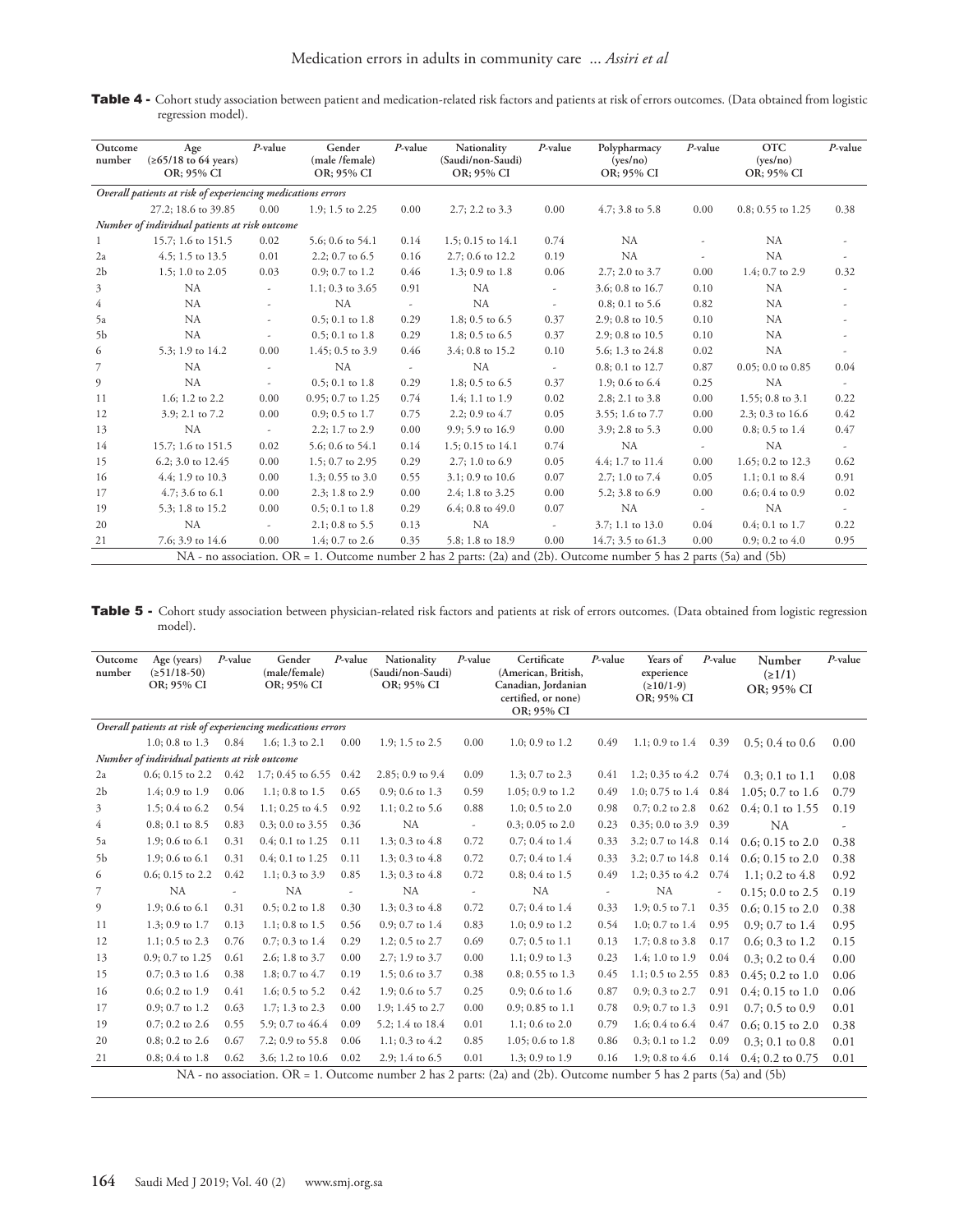**Table 4 -** Cohort study association between patient and medication-related risk factors and patients at risk of errors outcomes. (Data obtained from logistic regression model).

| Outcome number | Age (≥65/18 to 64 years) OR; 95% CI | P-value | Gender (male /female) OR; 95% CI | P-value | Nationality (Saudi/non-Saudi) OR; 95% CI | P-value | Polypharmacy (yes/no) OR; 95% CI | P-value | OTC (yes/no) OR; 95% CI | P-value |
|---|---|---|---|---|---|---|---|---|---|---|
| *Overall patients at risk of experiencing medications errors* | | | | | | | | | | |
| | 27.2; 18.6 to 39.85 | 0.00 | 1.9; 1.5 to 2.25 | 0.00 | 2.7; 2.2 to 3.3 | 0.00 | 4.7; 3.8 to 5.8 | 0.00 | 0.8; 0.55 to 1.25 | 0.38 |
| *Number of individual patients at risk outcome* | | | | | | | | | | |
| 1 | 15.7; 1.6 to 151.5 | 0.02 | 5.6; 0.6 to 54.1 | 0.14 | 1.5; 0.15 to 14.1 | 0.74 | NA | - | NA | - |
| 2a | 4.5; 1.5 to 13.5 | 0.01 | 2.2; 0.7 to 6.5 | 0.16 | 2.7; 0.6 to 12.2 | 0.19 | NA | - | NA | - |
| 2b | 1.5; 1.0 to 2.05 | 0.03 | 0.9; 0.7 to 1.2 | 0.46 | 1.3; 0.9 to 1.8 | 0.06 | 2.7; 2.0 to 3.7 | 0.00 | 1.4; 0.7 to 2.9 | 0.32 |
| 3 | NA | - | 1.1; 0.3 to 3.65 | 0.91 | NA | - | 3.6; 0.8 to 16.7 | 0.10 | NA | - |
| 4 | NA | - | NA | - | NA | - | 0.8; 0.1 to 5.6 | 0.82 | NA | - |
| 5a | NA | - | 0.5; 0.1 to 1.8 | 0.29 | 1.8; 0.5 to 6.5 | 0.37 | 2.9; 0.8 to 10.5 | 0.10 | NA | - |
| 5b | NA | - | 0.5; 0.1 to 1.8 | 0.29 | 1.8; 0.5 to 6.5 | 0.37 | 2.9; 0.8 to 10.5 | 0.10 | NA | - |
| 6 | 5.3; 1.9 to 14.2 | 0.00 | 1.45; 0.5 to 3.9 | 0.46 | 3.4; 0.8 to 15.2 | 0.10 | 5.6; 1.3 to 24.8 | 0.02 | NA | - |
| 7 | NA | - | NA | - | NA | - | 0.8; 0.1 to 12.7 | 0.87 | 0.05; 0.0 to 0.85 | 0.04 |
| 9 | NA | - | 0.5; 0.1 to 1.8 | 0.29 | 1.8; 0.5 to 6.5 | 0.37 | 1.9; 0.6 to 6.4 | 0.25 | NA | - |
| 11 | 1.6; 1.2 to 2.2 | 0.00 | 0.95; 0.7 to 1.25 | 0.74 | 1.4; 1.1 to 1.9 | 0.02 | 2.8; 2.1 to 3.8 | 0.00 | 1.55; 0.8 to 3.1 | 0.22 |
| 12 | 3.9; 2.1 to 7.2 | 0.00 | 0.9; 0.5 to 1.7 | 0.75 | 2.2; 0.9 to 4.7 | 0.05 | 3.55; 1.6 to 7.7 | 0.00 | 2.3; 0.3 to 16.6 | 0.42 |
| 13 | NA | - | 2.2; 1.7 to 2.9 | 0.00 | 9.9; 5.9 to 16.9 | 0.00 | 3.9; 2.8 to 5.3 | 0.00 | 0.8; 0.5 to 1.4 | 0.47 |
| 14 | 15.7; 1.6 to 151.5 | 0.02 | 5.6; 0.6 to 54.1 | 0.14 | 1.5; 0.15 to 14.1 | 0.74 | NA | - | NA | - |
| 15 | 6.2; 3.0 to 12.45 | 0.00 | 1.5; 0.7 to 2.95 | 0.29 | 2.7; 1.0 to 6.9 | 0.05 | 4.4; 1.7 to 11.4 | 0.00 | 1.65; 0.2 to 12.3 | 0.62 |
| 16 | 4.4; 1.9 to 10.3 | 0.00 | 1.3; 0.55 to 3.0 | 0.55 | 3.1; 0.9 to 10.6 | 0.07 | 2.7; 1.0 to 7.4 | 0.05 | 1.1; 0.1 to 8.4 | 0.91 |
| 17 | 4.7; 3.6 to 6.1 | 0.00 | 2.3; 1.8 to 2.9 | 0.00 | 2.4; 1.8 to 3.25 | 0.00 | 5.2; 3.8 to 6.9 | 0.00 | 0.6; 0.4 to 0.9 | 0.02 |
| 19 | 5.3; 1.8 to 15.2 | 0.00 | 0.5; 0.1 to 1.8 | 0.29 | 6.4; 0.8 to 49.0 | 0.07 | NA | - | NA | - |
| 20 | NA | - | 2.1; 0.8 to 5.5 | 0.13 | NA | - | 3.7; 1.1 to 13.0 | 0.04 | 0.4; 0.1 to 1.7 | 0.22 |
| 21 | 7.6; 3.9 to 14.6 | 0.00 | 1.4; 0.7 to 2.6 | 0.35 | 5.8; 1.8 to 18.9 | 0.00 | 14.7; 3.5 to 61.3 | 0.00 | 0.9; 0.2 to 4.0 | 0.95 |

NA - no association. OR = 1. Outcome number 2 has 2 parts: (2a) and (2b). Outcome number 5 has 2 parts (5a) and (5b)

**Table 5 -** Cohort study association between physician-related risk factors and patients at risk of errors outcomes. (Data obtained from logistic regression model).

| Outcome number | Age (years) (≥51/18-50) OR; 95% CI | P-value | Gender (male/female) OR; 95% CI | P-value | Nationality (Saudi/non-Saudi) OR; 95% CI | P-value | Certificate (American, British, Canadian, Jordanian certified, or none) OR; 95% CI | P-value | Years of experience (≥10/1-9) OR; 95% CI | P-value | Number (≥1/1) OR; 95% CI | P-value |
|---|---|---|---|---|---|---|---|---|---|---|---|---|
| *Overall patients at risk of experiencing medications errors* | | | | | | | | | | | | |
| | 1.0; 0.8 to 1.3 | 0.84 | 1.6; 1.3 to 2.1 | 0.00 | 1.9; 1.5 to 2.5 | 0.00 | 1.0; 0.9 to 1.2 | 0.49 | 1.1; 0.9 to 1.4 | 0.39 | 0.5; 0.4 to 0.6 | 0.00 |
| *Number of individual patients at risk outcome* | | | | | | | | | | | | |
| 2a | 0.6; 0.15 to 2.2 | 0.42 | 1.7; 0.45 to 6.55 | 0.42 | 2.85; 0.9 to 9.4 | 0.09 | 1.3; 0.7 to 2.3 | 0.41 | 1.2; 0.35 to 4.2 | 0.74 | 0.3; 0.1 to 1.1 | 0.08 |
| 2b | 1.4; 0.9 to 1.9 | 0.06 | 1.1; 0.8 to 1.5 | 0.65 | 0.9; 0.6 to 1.3 | 0.59 | 1.05; 0.9 to 1.2 | 0.49 | 1.0; 0.75 to 1.4 | 0.84 | 1.05; 0.7 to 1.6 | 0.79 |
| 3 | 1.5; 0.4 to 6.2 | 0.54 | 1.1; 0.25 to 4.5 | 0.92 | 1.1; 0.2 to 5.6 | 0.88 | 1.0; 0.5 to 2.0 | 0.98 | 0.7; 0.2 to 2.8 | 0.62 | 0.4; 0.1 to 1.55 | 0.19 |
| 4 | 0.8; 0.1 to 8.5 | 0.83 | 0.3; 0.0 to 3.55 | 0.36 | NA | - | 0.3; 0.05 to 2.0 | 0.23 | 0.35; 0.0 to 3.9 | 0.39 | NA | - |
| 5a | 1.9; 0.6 to 6.1 | 0.31 | 0.4; 0.1 to 1.25 | 0.11 | 1.3; 0.3 to 4.8 | 0.72 | 0.7; 0.4 to 1.4 | 0.33 | 3.2; 0.7 to 14.8 | 0.14 | 0.6; 0.15 to 2.0 | 0.38 |
| 5b | 1.9; 0.6 to 6.1 | 0.31 | 0.4; 0.1 to 1.25 | 0.11 | 1.3; 0.3 to 4.8 | 0.72 | 0.7; 0.4 to 1.4 | 0.33 | 3.2; 0.7 to 14.8 | 0.14 | 0.6; 0.15 to 2.0 | 0.38 |
| 6 | 0.6; 0.15 to 2.2 | 0.42 | 1.1; 0.3 to 3.9 | 0.85 | 1.3; 0.3 to 4.8 | 0.72 | 0.8; 0.4 to 1.5 | 0.49 | 1.2; 0.35 to 4.2 | 0.74 | 1.1; 0.2 to 4.8 | 0.92 |
| 7 | NA | - | NA | - | NA | - | NA | - | NA | - | 0.15; 0.0 to 2.5 | 0.19 |
| 9 | 1.9; 0.6 to 6.1 | 0.31 | 0.5; 0.2 to 1.8 | 0.30 | 1.3; 0.3 to 4.8 | 0.72 | 0.7; 0.4 to 1.4 | 0.33 | 1.9; 0.5 to 7.1 | 0.35 | 0.6; 0.15 to 2.0 | 0.38 |
| 11 | 1.3; 0.9 to 1.7 | 0.13 | 1.1; 0.8 to 1.5 | 0.56 | 0.9; 0.7 to 1.4 | 0.83 | 1.0; 0.9 to 1.2 | 0.54 | 1.0; 0.7 to 1.4 | 0.95 | 0.9; 0.7 to 1.4 | 0.95 |
| 12 | 1.1; 0.5 to 2.3 | 0.76 | 0.7; 0.3 to 1.4 | 0.29 | 1.2; 0.5 to 2.7 | 0.69 | 0.7; 0.5 to 1.1 | 0.13 | 1.7; 0.8 to 3.8 | 0.17 | 0.6; 0.3 to 1.2 | 0.15 |
| 13 | 0.9; 0.7 to 1.25 | 0.61 | 2.6; 1.8 to 3.7 | 0.00 | 2.7; 1.9 to 3.7 | 0.00 | 1.1; 0.9 to 1.3 | 0.23 | 1.4; 1.0 to 1.9 | 0.04 | 0.3; 0.2 to 0.4 | 0.00 |
| 15 | 0.7; 0.3 to 1.6 | 0.38 | 1.8; 0.7 to 4.7 | 0.19 | 1.5; 0.6 to 3.7 | 0.38 | 0.8; 0.55 to 1.3 | 0.45 | 1.1; 0.5 to 2.55 | 0.83 | 0.45; 0.2 to 1.0 | 0.06 |
| 16 | 0.6; 0.2 to 1.9 | 0.41 | 1.6; 0.5 to 5.2 | 0.42 | 1.9; 0.6 to 5.7 | 0.25 | 0.9; 0.6 to 1.6 | 0.87 | 0.9; 0.3 to 2.7 | 0.91 | 0.4; 0.15 to 1.0 | 0.06 |
| 17 | 0.9; 0.7 to 1.2 | 0.63 | 1.7; 1.3 to 2.3 | 0.00 | 1.9; 1.45 to 2.7 | 0.00 | 0.9; 0.85 to 1.1 | 0.78 | 0.9; 0.7 to 1.3 | 0.91 | 0.7; 0.5 to 0.9 | 0.01 |
| 19 | 0.7; 0.2 to 2.6 | 0.55 | 5.9; 0.7 to 46.4 | 0.09 | 5.2; 1.4 to 18.4 | 0.01 | 1.1; 0.6 to 2.0 | 0.79 | 1.6; 0.4 to 6.4 | 0.47 | 0.6; 0.15 to 2.0 | 0.38 |
| 20 | 0.8; 0.2 to 2.6 | 0.67 | 7.2; 0.9 to 55.8 | 0.06 | 1.1; 0.3 to 4.2 | 0.85 | 1.05; 0.6 to 1.8 | 0.86 | 0.3; 0.1 to 1.2 | 0.09 | 0.3; 0.1 to 0.8 | 0.01 |
| 21 | 0.8; 0.4 to 1.8 | 0.62 | 3.6; 1.2 to 10.6 | 0.02 | 2.9; 1.4 to 6.5 | 0.01 | 1.3; 0.9 to 1.9 | 0.16 | 1.9; 0.8 to 4.6 | 0.14 | 0.4; 0.2 to 0.75 | 0.01 |

NA - no association. OR = 1. Outcome number 2 has 2 parts: (2a) and (2b). Outcome number 5 has 2 parts (5a) and (5b)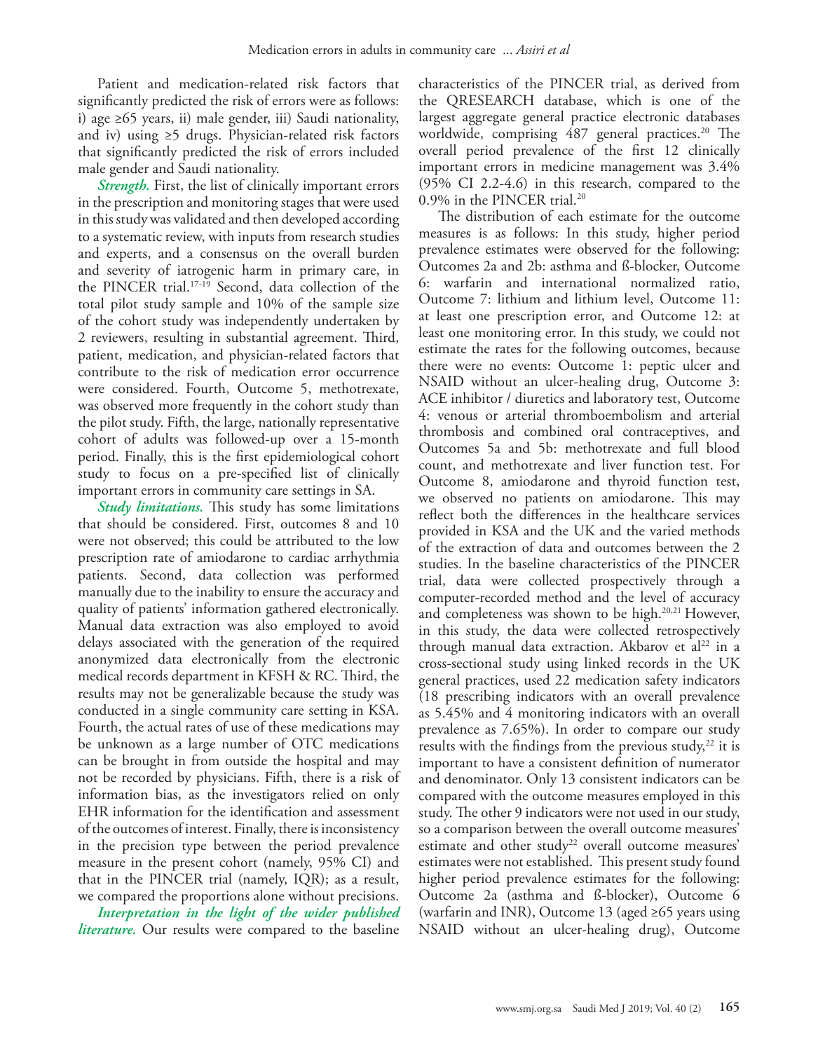Patient and medication-related risk factors that significantly predicted the risk of errors were as follows: i) age ≥65 years, ii) male gender, iii) Saudi nationality, and iv) using ≥5 drugs. Physician-related risk factors that significantly predicted the risk of errors included male gender and Saudi nationality.

***Strength.*** First, the list of clinically important errors in the prescription and monitoring stages that were used in this study was validated and then developed according to a systematic review, with inputs from research studies and experts, and a consensus on the overall burden and severity of iatrogenic harm in primary care, in the PINCER trial.[17-19] Second, data collection of the total pilot study sample and 10% of the sample size of the cohort study was independently undertaken by 2 reviewers, resulting in substantial agreement. Third, patient, medication, and physician-related factors that contribute to the risk of medication error occurrence were considered. Fourth, Outcome 5, methotrexate, was observed more frequently in the cohort study than the pilot study. Fifth, the large, nationally representative cohort of adults was followed-up over a 15-month period. Finally, this is the first epidemiological cohort study to focus on a pre-specified list of clinically important errors in community care settings in SA.

***Study limitations.*** This study has some limitations that should be considered. First, outcomes 8 and 10 were not observed; this could be attributed to the low prescription rate of amiodarone to cardiac arrhythmia patients. Second, data collection was performed manually due to the inability to ensure the accuracy and quality of patients' information gathered electronically. Manual data extraction was also employed to avoid delays associated with the generation of the required anonymized data electronically from the electronic medical records department in KFSH & RC. Third, the results may not be generalizable because the study was conducted in a single community care setting in KSA. Fourth, the actual rates of use of these medications may be unknown as a large number of OTC medications can be brought in from outside the hospital and may not be recorded by physicians. Fifth, there is a risk of information bias, as the investigators relied on only EHR information for the identification and assessment of the outcomes of interest. Finally, there is inconsistency in the precision type between the period prevalence measure in the present cohort (namely, 95% CI) and that in the PINCER trial (namely, IQR); as a result, we compared the proportions alone without precisions.

***Interpretation in the light of the wider published literature.*** Our results were compared to the baseline characteristics of the PINCER trial, as derived from the QRESEARCH database, which is one of the largest aggregate general practice electronic databases worldwide, comprising 487 general practices.[20] The overall period prevalence of the first 12 clinically important errors in medicine management was 3.4% (95% CI 2.2-4.6) in this research, compared to the 0.9% in the PINCER trial.[20]

The distribution of each estimate for the outcome measures is as follows: In this study, higher period prevalence estimates were observed for the following: Outcomes 2a and 2b: asthma and ß-blocker, Outcome 6: warfarin and international normalized ratio, Outcome 7: lithium and lithium level, Outcome 11: at least one prescription error, and Outcome 12: at least one monitoring error. In this study, we could not estimate the rates for the following outcomes, because there were no events: Outcome 1: peptic ulcer and NSAID without an ulcer-healing drug, Outcome 3: ACE inhibitor / diuretics and laboratory test, Outcome 4: venous or arterial thromboembolism and arterial thrombosis and combined oral contraceptives, and Outcomes 5a and 5b: methotrexate and full blood count, and methotrexate and liver function test. For Outcome 8, amiodarone and thyroid function test, we observed no patients on amiodarone. This may reflect both the differences in the healthcare services provided in KSA and the UK and the varied methods of the extraction of data and outcomes between the 2 studies. In the baseline characteristics of the PINCER trial, data were collected prospectively through a computer-recorded method and the level of accuracy and completeness was shown to be high.[20,21] However, in this study, the data were collected retrospectively through manual data extraction. Akbarov et al[22] in a cross-sectional study using linked records in the UK general practices, used 22 medication safety indicators (18 prescribing indicators with an overall prevalence as 5.45% and 4 monitoring indicators with an overall prevalence as 7.65%). In order to compare our study results with the findings from the previous study,[22] it is important to have a consistent definition of numerator and denominator. Only 13 consistent indicators can be compared with the outcome measures employed in this study. The other 9 indicators were not used in our study, so a comparison between the overall outcome measures' estimate and other study[22] overall outcome measures' estimates were not established. This present study found higher period prevalence estimates for the following: Outcome 2a (asthma and ß-blocker), Outcome 6 (warfarin and INR), Outcome 13 (aged ≥65 years using NSAID without an ulcer-healing drug), Outcome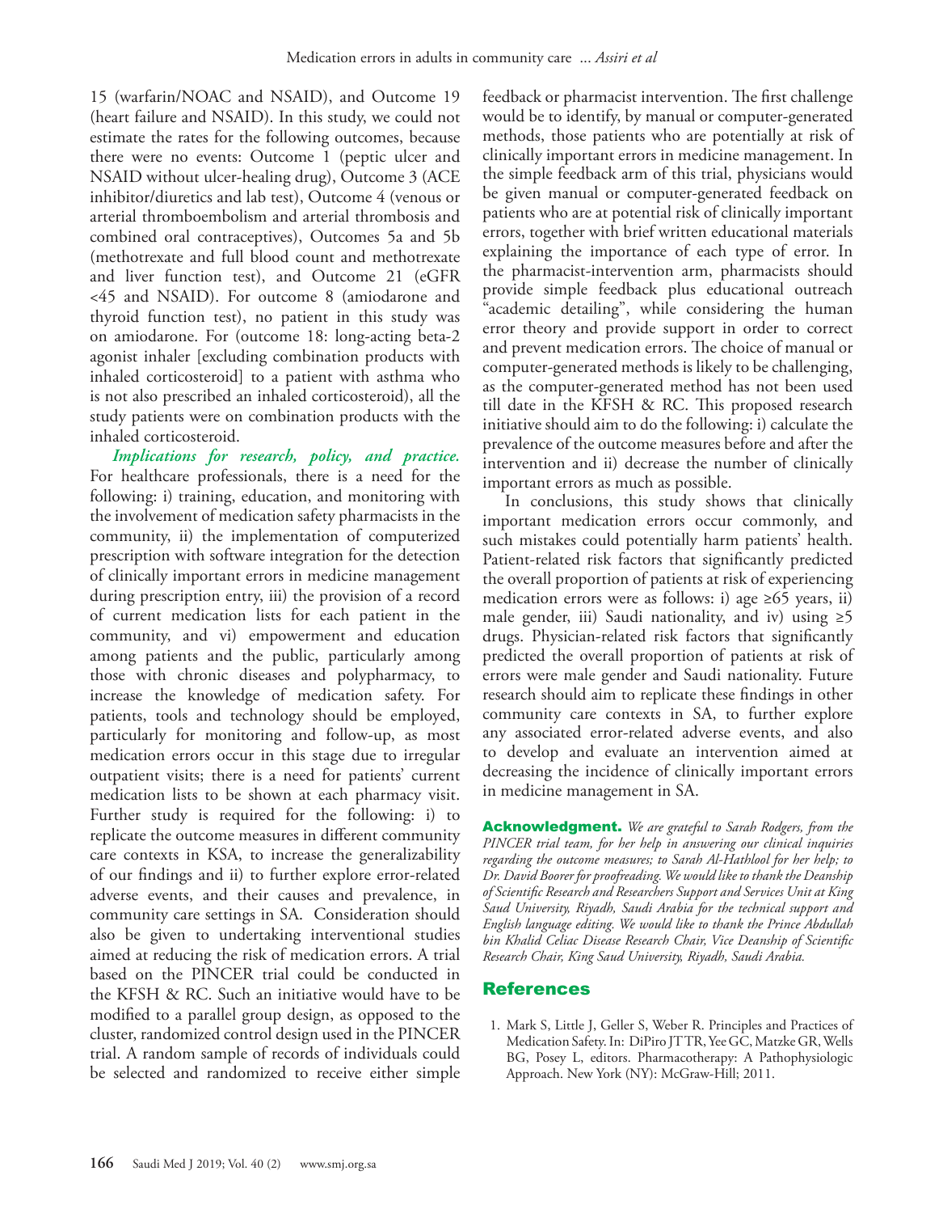15 (warfarin/NOAC and NSAID), and Outcome 19 (heart failure and NSAID). In this study, we could not estimate the rates for the following outcomes, because there were no events: Outcome 1 (peptic ulcer and NSAID without ulcer-healing drug), Outcome 3 (ACE inhibitor/diuretics and lab test), Outcome 4 (venous or arterial thromboembolism and arterial thrombosis and combined oral contraceptives), Outcomes 5a and 5b (methotrexate and full blood count and methotrexate and liver function test), and Outcome 21 (eGFR <45 and NSAID). For outcome 8 (amiodarone and thyroid function test), no patient in this study was on amiodarone. For (outcome 18: long-acting beta-2 agonist inhaler [excluding combination products with inhaled corticosteroid] to a patient with asthma who is not also prescribed an inhaled corticosteroid), all the study patients were on combination products with the inhaled corticosteroid.

***Implications for research, policy, and practice.*** For healthcare professionals, there is a need for the following: i) training, education, and monitoring with the involvement of medication safety pharmacists in the community, ii) the implementation of computerized prescription with software integration for the detection of clinically important errors in medicine management during prescription entry, iii) the provision of a record of current medication lists for each patient in the community, and vi) empowerment and education among patients and the public, particularly among those with chronic diseases and polypharmacy, to increase the knowledge of medication safety. For patients, tools and technology should be employed, particularly for monitoring and follow-up, as most medication errors occur in this stage due to irregular outpatient visits; there is a need for patients' current medication lists to be shown at each pharmacy visit. Further study is required for the following: i) to replicate the outcome measures in different community care contexts in KSA, to increase the generalizability of our findings and ii) to further explore error-related adverse events, and their causes and prevalence, in community care settings in SA. Consideration should also be given to undertaking interventional studies aimed at reducing the risk of medication errors. A trial based on the PINCER trial could be conducted in the KFSH & RC. Such an initiative would have to be modified to a parallel group design, as opposed to the cluster, randomized control design used in the PINCER trial. A random sample of records of individuals could be selected and randomized to receive either simple feedback or pharmacist intervention. The first challenge would be to identify, by manual or computer-generated methods, those patients who are potentially at risk of clinically important errors in medicine management. In the simple feedback arm of this trial, physicians would be given manual or computer-generated feedback on patients who are at potential risk of clinically important errors, together with brief written educational materials explaining the importance of each type of error. In the pharmacist-intervention arm, pharmacists should provide simple feedback plus educational outreach "academic detailing", while considering the human error theory and provide support in order to correct and prevent medication errors. The choice of manual or computer-generated methods is likely to be challenging, as the computer-generated method has not been used till date in the KFSH & RC. This proposed research initiative should aim to do the following: i) calculate the prevalence of the outcome measures before and after the intervention and ii) decrease the number of clinically important errors as much as possible.

In conclusions, this study shows that clinically important medication errors occur commonly, and such mistakes could potentially harm patients' health. Patient-related risk factors that significantly predicted the overall proportion of patients at risk of experiencing medication errors were as follows: i) age ≥65 years, ii) male gender, iii) Saudi nationality, and iv) using ≥5 drugs. Physician-related risk factors that significantly predicted the overall proportion of patients at risk of errors were male gender and Saudi nationality. Future research should aim to replicate these findings in other community care contexts in SA, to further explore any associated error-related adverse events, and also to develop and evaluate an intervention aimed at decreasing the incidence of clinically important errors in medicine management in SA.

**Acknowledgment.** *We are grateful to Sarah Rodgers, from the PINCER trial team, for her help in answering our clinical inquiries regarding the outcome measures; to Sarah Al-Hathlool for her help; to Dr. David Boorer for proofreading. We would like to thank the Deanship of Scientific Research and Researchers Support and Services Unit at King Saud University, Riyadh, Saudi Arabia for the technical support and English language editing. We would like to thank the Prince Abdullah bin Khalid Celiac Disease Research Chair, Vice Deanship of Scientific Research Chair, King Saud University, Riyadh, Saudi Arabia.*

## References

1. Mark S, Little J, Geller S, Weber R. Principles and Practices of Medication Safety. In: DiPiro JT TR, Yee GC, Matzke GR, Wells BG, Posey L, editors. Pharmacotherapy: A Pathophysiologic Approach. New York (NY): McGraw-Hill; 2011.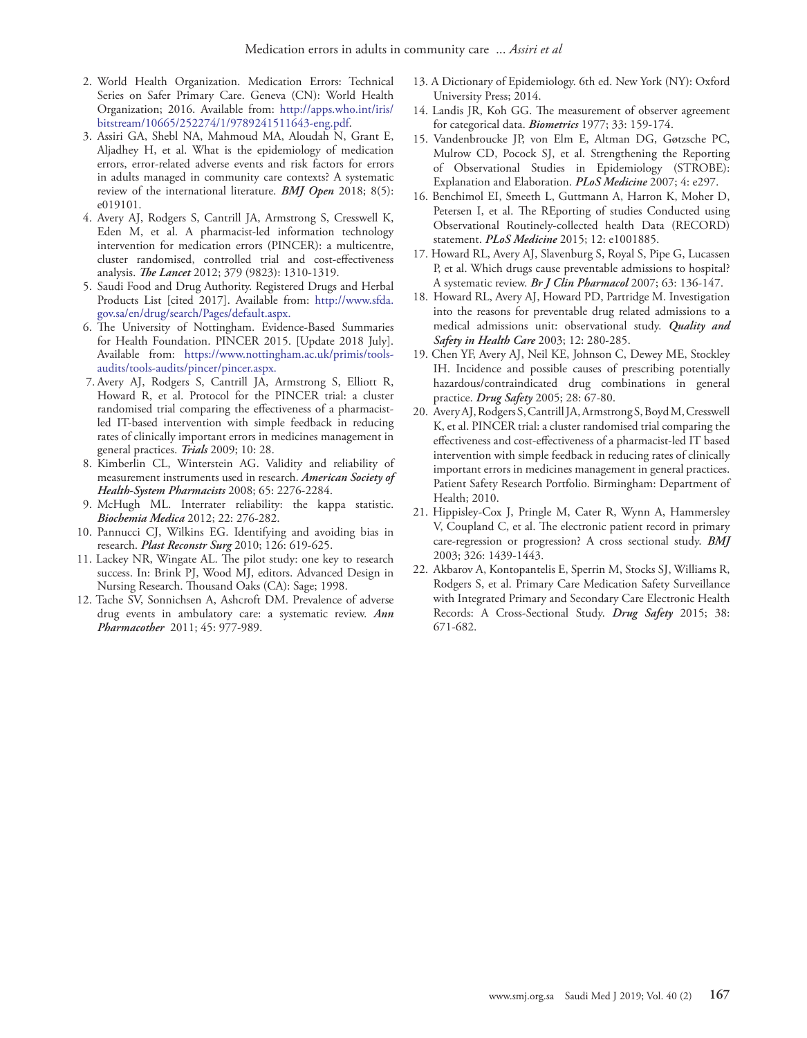2. World Health Organization. Medication Errors: Technical Series on Safer Primary Care. Geneva (CN): World Health Organization; 2016. Available from: http://apps.who.int/iris/bitstream/10665/252274/1/9789241511643-eng.pdf.
3. Assiri GA, Shebl NA, Mahmoud MA, Aloudah N, Grant E, Aljadhey H, et al. What is the epidemiology of medication errors, error-related adverse events and risk factors for errors in adults managed in community care contexts? A systematic review of the international literature. ***BMJ Open*** 2018; 8(5): e019101.
4. Avery AJ, Rodgers S, Cantrill JA, Armstrong S, Cresswell K, Eden M, et al. A pharmacist-led information technology intervention for medication errors (PINCER): a multicentre, cluster randomised, controlled trial and cost-effectiveness analysis. ***The Lancet*** 2012; 379 (9823): 1310-1319.
5. Saudi Food and Drug Authority. Registered Drugs and Herbal Products List [cited 2017]. Available from: http://www.sfda.gov.sa/en/drug/search/Pages/default.aspx.
6. The University of Nottingham. Evidence-Based Summaries for Health Foundation. PINCER 2015. [Update 2018 July]. Available from: https://www.nottingham.ac.uk/primis/tools-audits/tools-audits/pincer/pincer.aspx.
7. Avery AJ, Rodgers S, Cantrill JA, Armstrong S, Elliott R, Howard R, et al. Protocol for the PINCER trial: a cluster randomised trial comparing the effectiveness of a pharmacist-led IT-based intervention with simple feedback in reducing rates of clinically important errors in medicines management in general practices. ***Trials*** 2009; 10: 28.
8. Kimberlin CL, Winterstein AG. Validity and reliability of measurement instruments used in research. ***American Society of Health-System Pharmacists*** 2008; 65: 2276-2284.
9. McHugh ML. Interrater reliability: the kappa statistic. ***Biochemia Medica*** 2012; 22: 276-282.
10. Pannucci CJ, Wilkins EG. Identifying and avoiding bias in research. ***Plast Reconstr Surg*** 2010; 126: 619-625.
11. Lackey NR, Wingate AL. The pilot study: one key to research success. In: Brink PJ, Wood MJ, editors. Advanced Design in Nursing Research. Thousand Oaks (CA): Sage; 1998.
12. Tache SV, Sonnichsen A, Ashcroft DM. Prevalence of adverse drug events in ambulatory care: a systematic review. ***Ann Pharmacother*** 2011; 45: 977-989.
13. A Dictionary of Epidemiology. 6th ed. New York (NY): Oxford University Press; 2014.
14. Landis JR, Koh GG. The measurement of observer agreement for categorical data. ***Biometrics*** 1977; 33: 159-174.
15. Vandenbroucke JP, von Elm E, Altman DG, Gøtzsche PC, Mulrow CD, Pocock SJ, et al. Strengthening the Reporting of Observational Studies in Epidemiology (STROBE): Explanation and Elaboration. ***PLoS Medicine*** 2007; 4: e297.
16. Benchimol EI, Smeeth L, Guttmann A, Harron K, Moher D, Petersen I, et al. The REporting of studies Conducted using Observational Routinely-collected health Data (RECORD) statement. ***PLoS Medicine*** 2015; 12: e1001885.
17. Howard RL, Avery AJ, Slavenburg S, Royal S, Pipe G, Lucassen P, et al. Which drugs cause preventable admissions to hospital? A systematic review. ***Br J Clin Pharmacol*** 2007; 63: 136-147.
18. Howard RL, Avery AJ, Howard PD, Partridge M. Investigation into the reasons for preventable drug related admissions to a medical admissions unit: observational study. ***Quality and Safety in Health Care*** 2003; 12: 280-285.
19. Chen YF, Avery AJ, Neil KE, Johnson C, Dewey ME, Stockley IH. Incidence and possible causes of prescribing potentially hazardous/contraindicated drug combinations in general practice. ***Drug Safety*** 2005; 28: 67-80.
20. Avery AJ, Rodgers S, Cantrill JA, Armstrong S, Boyd M, Cresswell K, et al. PINCER trial: a cluster randomised trial comparing the effectiveness and cost-effectiveness of a pharmacist-led IT based intervention with simple feedback in reducing rates of clinically important errors in medicines management in general practices. Patient Safety Research Portfolio. Birmingham: Department of Health; 2010.
21. Hippisley-Cox J, Pringle M, Cater R, Wynn A, Hammersley V, Coupland C, et al. The electronic patient record in primary care-regression or progression? A cross sectional study. ***BMJ*** 2003; 326: 1439-1443.
22. Akbarov A, Kontopantelis E, Sperrin M, Stocks SJ, Williams R, Rodgers S, et al. Primary Care Medication Safety Surveillance with Integrated Primary and Secondary Care Electronic Health Records: A Cross-Sectional Study. ***Drug Safety*** 2015; 38: 671-682.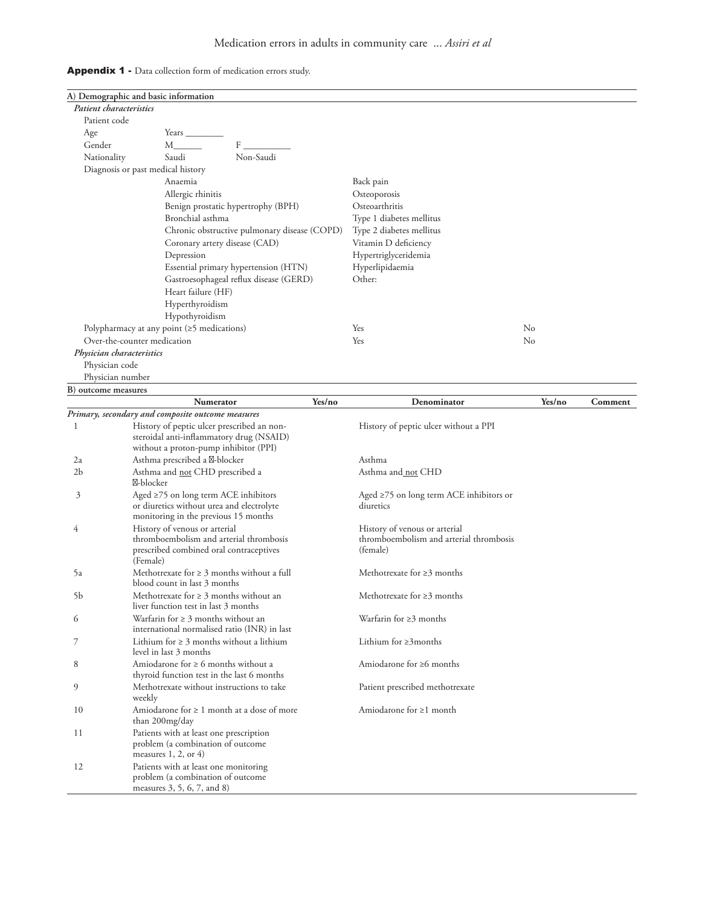**Appendix 1 -** Data collection form of medication errors study.

**A) Demographic and basic information**

***Patient characteristics***

| | | | | |
|---|---|---|---|---|
| Patient code | | | | |
| Age | Years ________ | | | |
| Gender | M______ | F __________ | | |
| Nationality | Saudi | Non-Saudi | | |
| Diagnosis or past medical history | | | | |
| | Anaemia | | Back pain | |
| | Allergic rhinitis | | Osteoporosis | |
| | Benign prostatic hypertrophy (BPH) | | Osteoarthritis | |
| | Bronchial asthma | | Type 1 diabetes mellitus | |
| | Chronic obstructive pulmonary disease (COPD) | | Type 2 diabetes mellitus | |
| | Coronary artery disease (CAD) | | Vitamin D deficiency | |
| | Depression | | Hypertriglyceridemia | |
| | Essential primary hypertension (HTN) | | Hyperlipidaemia | |
| | Gastroesophageal reflux disease (GERD) | | Other: | |
| | Heart failure (HF) | | | |
| | Hyperthyroidism | | | |
| | Hypothyroidism | | | |
| Polypharmacy at any point (≥5 medications) | | | Yes | No |
| Over-the-counter medication | | | Yes | No |

***Physician characteristics***

Physician code

Physician number

**B) outcome measures**

| | Numerator | Yes/no | Denominator | Yes/no | Comment |
|---|---|---|---|---|---|
| ***Primary, secondary and composite outcome measures*** | | | | | |
| 1 | History of peptic ulcer prescribed an non-steroidal anti-inflammatory drug (NSAID) without a proton-pump inhibitor (PPI) | | History of peptic ulcer without a PPI | | |
| 2a | Asthma prescribed a β-blocker | | Asthma | | |
| 2b | Asthma and not CHD prescribed a β-blocker | | Asthma and not CHD | | |
| 3 | Aged ≥75 on long term ACE inhibitors or diuretics without urea and electrolyte monitoring in the previous 15 months | | Aged ≥75 on long term ACE inhibitors or diuretics | | |
| 4 | History of venous or arterial thromboembolism and arterial thrombosis prescribed combined oral contraceptives (Female) | | History of venous or arterial thromboembolism and arterial thrombosis (female) | | |
| 5a | Methotrexate for ≥ 3 months without a full blood count in last 3 months | | Methotrexate for ≥3 months | | |
| 5b | Methotrexate for ≥ 3 months without an liver function test in last 3 months | | Methotrexate for ≥3 months | | |
| 6 | Warfarin for ≥ 3 months without an international normalised ratio (INR) in last | | Warfarin for ≥3 months | | |
| 7 | Lithium for ≥ 3 months without a lithium level in last 3 months | | Lithium for ≥3months | | |
| 8 | Amiodarone for ≥ 6 months without a thyroid function test in the last 6 months | | Amiodarone for ≥6 months | | |
| 9 | Methotrexate without instructions to take weekly | | Patient prescribed methotrexate | | |
| 10 | Amiodarone for ≥ 1 month at a dose of more than 200mg/day | | Amiodarone for ≥1 month | | |
| 11 | Patients with at least one prescription problem (a combination of outcome measures 1, 2, or 4) | | | | |
| 12 | Patients with at least one monitoring problem (a combination of outcome measures 3, 5, 6, 7, and 8) | | | | |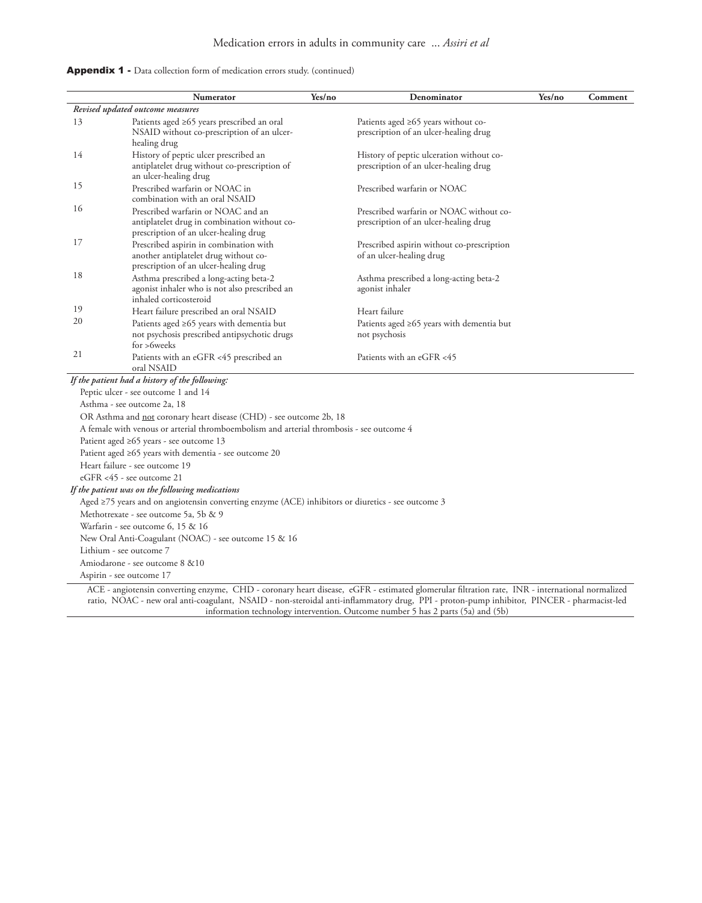**Appendix 1 -** Data collection form of medication errors study. (continued)

| | Numerator | Yes/no | Denominator | Yes/no | Comment |
|---|---|---|---|---|---|
| *Revised updated outcome measures* | | | | | |
| 13 | Patients aged ≥65 years prescribed an oral NSAID without co-prescription of an ulcer-healing drug | | Patients aged ≥65 years without co-prescription of an ulcer-healing drug | | |
| 14 | History of peptic ulcer prescribed an antiplatelet drug without co-prescription of an ulcer-healing drug | | History of peptic ulceration without co-prescription of an ulcer-healing drug | | |
| 15 | Prescribed warfarin or NOAC in combination with an oral NSAID | | Prescribed warfarin or NOAC | | |
| 16 | Prescribed warfarin or NOAC and an antiplatelet drug in combination without co-prescription of an ulcer-healing drug | | Prescribed warfarin or NOAC without co-prescription of an ulcer-healing drug | | |
| 17 | Prescribed aspirin in combination with another antiplatelet drug without co-prescription of an ulcer-healing drug | | Prescribed aspirin without co-prescription of an ulcer-healing drug | | |
| 18 | Asthma prescribed a long-acting beta-2 agonist inhaler who is not also prescribed an inhaled corticosteroid | | Asthma prescribed a long-acting beta-2 agonist inhaler | | |
| 19 | Heart failure prescribed an oral NSAID | | Heart failure | | |
| 20 | Patients aged ≥65 years with dementia but not psychosis prescribed antipsychotic drugs for >6weeks | | Patients aged ≥65 years with dementia but not psychosis | | |
| 21 | Patients with an eGFR <45 prescribed an oral NSAID | | Patients with an eGFR <45 | | |

*If the patient had a history of the following:*

Peptic ulcer - see outcome 1 and 14

Asthma - see outcome 2a, 18

OR Asthma and not coronary heart disease (CHD) - see outcome 2b, 18

A female with venous or arterial thromboembolism and arterial thrombosis - see outcome 4

Patient aged ≥65 years - see outcome 13

Patient aged ≥65 years with dementia - see outcome 20

Heart failure - see outcome 19

eGFR <45 - see outcome 21

*If the patient was on the following medications*

Aged ≥75 years and on angiotensin converting enzyme (ACE) inhibitors or diuretics - see outcome 3

Methotrexate - see outcome 5a, 5b & 9

Warfarin - see outcome 6, 15 & 16

New Oral Anti-Coagulant (NOAC) - see outcome 15 & 16

Lithium - see outcome 7

Amiodarone - see outcome 8 &10

Aspirin - see outcome 17

ACE - angiotensin converting enzyme, CHD - coronary heart disease, eGFR - estimated glomerular filtration rate, INR - international normalized ratio, NOAC - new oral anti-coagulant, NSAID - non-steroidal anti-inflammatory drug, PPI - proton-pump inhibitor, PINCER - pharmacist-led information technology intervention. Outcome number 5 has 2 parts (5a) and (5b)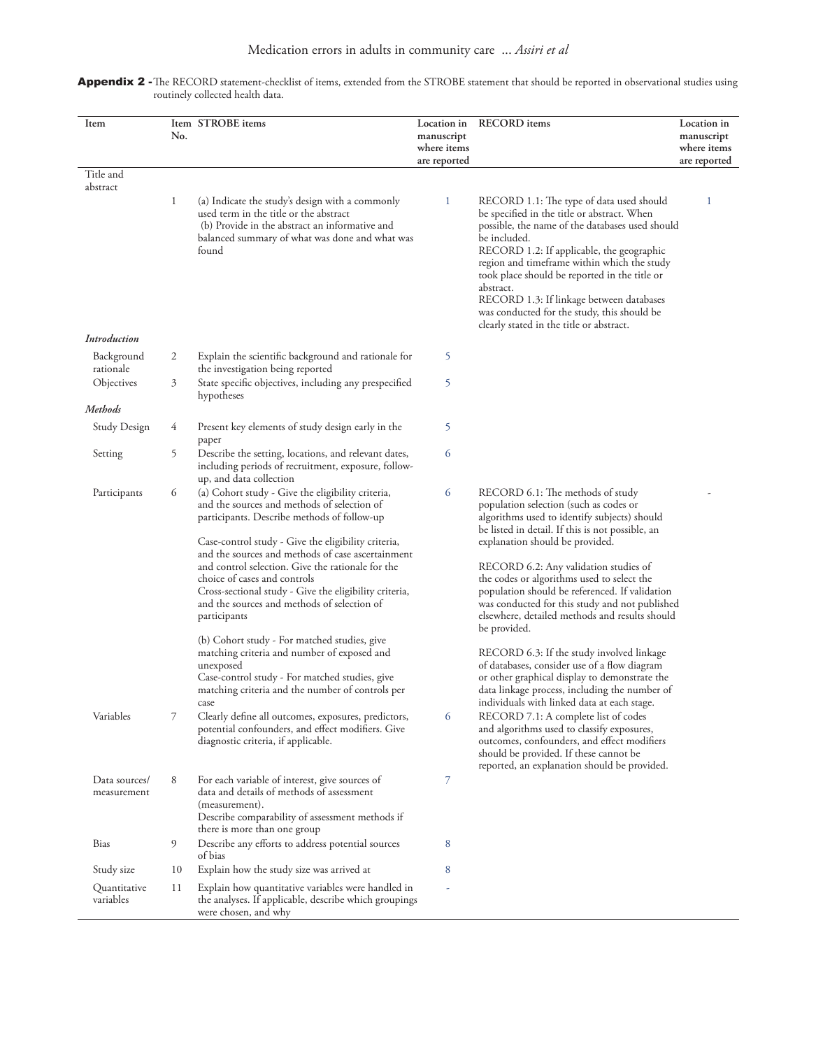**Appendix 2 -** The RECORD statement-checklist of items, extended from the STROBE statement that should be reported in observational studies using routinely collected health data.

| Item | Item No. | STROBE items | Location in manuscript where items are reported | RECORD items | Location in manuscript where items are reported |
|---|---|---|---|---|---|
| Title and abstract | | | | | |
| | 1 | (a) Indicate the study's design with a commonly used term in the title or the abstract<br>(b) Provide in the abstract an informative and balanced summary of what was done and what was found | 1 | RECORD 1.1: The type of data used should be specified in the title or abstract. When possible, the name of the databases used should be included.<br>RECORD 1.2: If applicable, the geographic region and timeframe within which the study took place should be reported in the title or abstract.<br>RECORD 1.3: If linkage between databases was conducted for the study, this should be clearly stated in the title or abstract. | 1 |
| *Introduction* | | | | | |
| Background rationale | 2 | Explain the scientific background and rationale for the investigation being reported | 5 | | |
| Objectives | 3 | State specific objectives, including any prespecified hypotheses | 5 | | |
| *Methods* | | | | | |
| Study Design | 4 | Present key elements of study design early in the paper | 5 | | |
| Setting | 5 | Describe the setting, locations, and relevant dates, including periods of recruitment, exposure, follow-up, and data collection | 6 | | |
| Participants | 6 | (a) Cohort study - Give the eligibility criteria, and the sources and methods of selection of participants. Describe methods of follow-up<br>Case-control study - Give the eligibility criteria, and the sources and methods of case ascertainment and control selection. Give the rationale for the choice of cases and controls<br>Cross-sectional study - Give the eligibility criteria, and the sources and methods of selection of participants<br>(b) Cohort study - For matched studies, give matching criteria and number of exposed and unexposed<br>Case-control study - For matched studies, give matching criteria and the number of controls per case | 6 | RECORD 6.1: The methods of study population selection (such as codes or algorithms used to identify subjects) should be listed in detail. If this is not possible, an explanation should be provided.<br>RECORD 6.2: Any validation studies of the codes or algorithms used to select the population should be referenced. If validation was conducted for this study and not published elsewhere, detailed methods and results should be provided.<br>RECORD 6.3: If the study involved linkage of databases, consider use of a flow diagram or other graphical display to demonstrate the data linkage process, including the number of individuals with linked data at each stage. | - |
| Variables | 7 | Clearly define all outcomes, exposures, predictors, potential confounders, and effect modifiers. Give diagnostic criteria, if applicable. | 6 | RECORD 7.1: A complete list of codes and algorithms used to classify exposures, outcomes, confounders, and effect modifiers should be provided. If these cannot be reported, an explanation should be provided. | |
| Data sources/ measurement | 8 | For each variable of interest, give sources of data and details of methods of assessment (measurement).<br>Describe comparability of assessment methods if there is more than one group | 7 | | |
| Bias | 9 | Describe any efforts to address potential sources of bias | 8 | | |
| Study size | 10 | Explain how the study size was arrived at | 8 | | |
| Quantitative variables | 11 | Explain how quantitative variables were handled in the analyses. If applicable, describe which groupings were chosen, and why | - | | |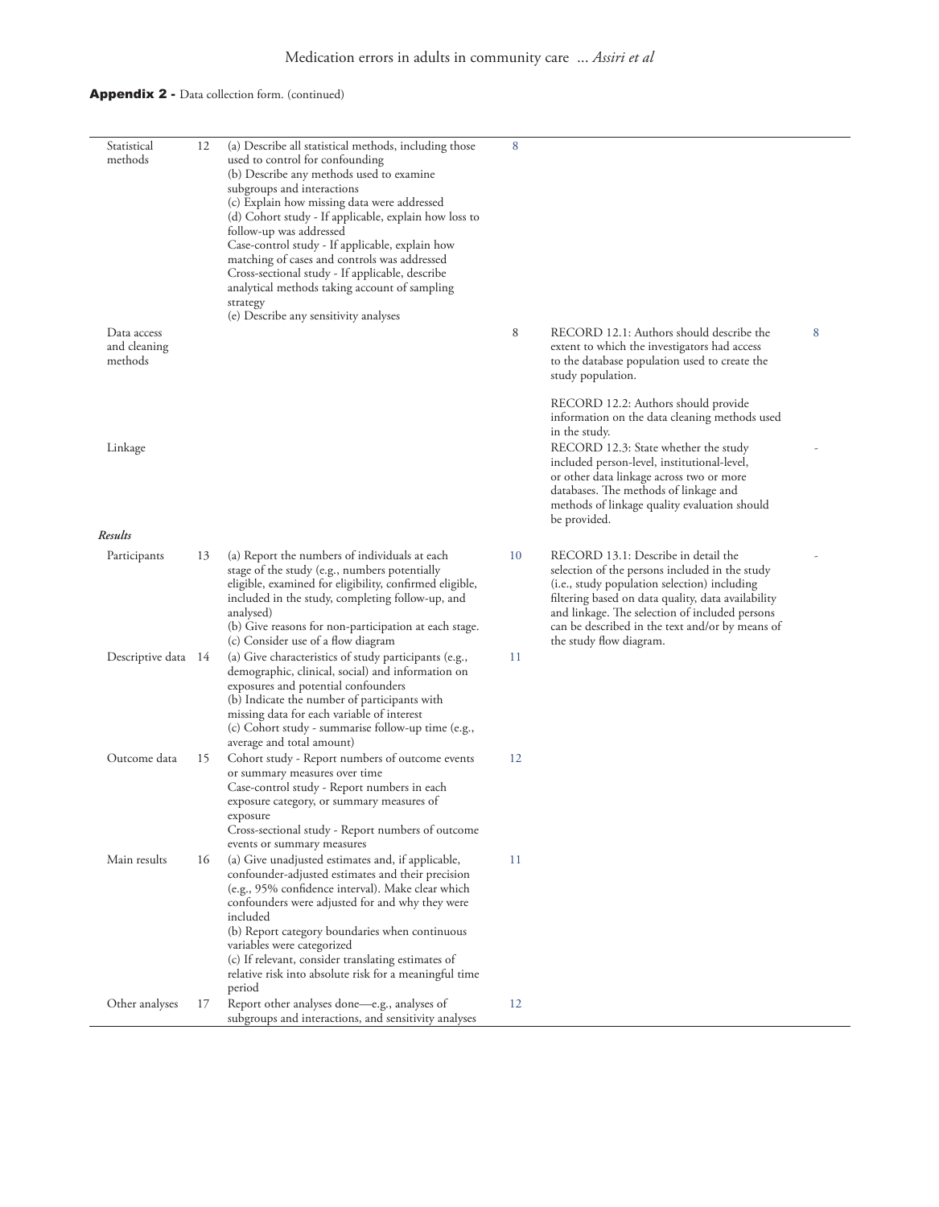**Appendix 2 -** Data collection form. (continued)

| | | | | | |
|---|---|---|---|---|---|
| Statistical methods | 12 | (a) Describe all statistical methods, including those used to control for confounding<br>(b) Describe any methods used to examine subgroups and interactions<br>(c) Explain how missing data were addressed<br>(d) Cohort study - If applicable, explain how loss to follow-up was addressed<br>Case-control study - If applicable, explain how matching of cases and controls was addressed<br>Cross-sectional study - If applicable, describe analytical methods taking account of sampling strategy<br>(e) Describe any sensitivity analyses | 8 | | |
| Data access and cleaning methods | | | 8 | RECORD 12.1: Authors should describe the extent to which the investigators had access to the database population used to create the study population.<br><br>RECORD 12.2: Authors should provide information on the data cleaning methods used in the study. | 8 |
| Linkage | | | | RECORD 12.3: State whether the study included person-level, institutional-level, or other data linkage across two or more databases. The methods of linkage and methods of linkage quality evaluation should be provided. | - |
| *Results* | | | | | |
| Participants | 13 | (a) Report the numbers of individuals at each stage of the study (e.g., numbers potentially eligible, examined for eligibility, confirmed eligible, included in the study, completing follow-up, and analysed)<br>(b) Give reasons for non-participation at each stage.<br>(c) Consider use of a flow diagram | 10 | RECORD 13.1: Describe in detail the selection of the persons included in the study (i.e., study population selection) including filtering based on data quality, data availability and linkage. The selection of included persons can be described in the text and/or by means of the study flow diagram. | - |
| Descriptive data | 14 | (a) Give characteristics of study participants (e.g., demographic, clinical, social) and information on exposures and potential confounders<br>(b) Indicate the number of participants with missing data for each variable of interest<br>(c) Cohort study - summarise follow-up time (e.g., average and total amount) | 11 | | |
| Outcome data | 15 | Cohort study - Report numbers of outcome events or summary measures over time<br>Case-control study - Report numbers in each exposure category, or summary measures of exposure<br>Cross-sectional study - Report numbers of outcome events or summary measures | 12 | | |
| Main results | 16 | (a) Give unadjusted estimates and, if applicable, confounder-adjusted estimates and their precision (e.g., 95% confidence interval). Make clear which confounders were adjusted for and why they were included<br>(b) Report category boundaries when continuous variables were categorized<br>(c) If relevant, consider translating estimates of relative risk into absolute risk for a meaningful time period | 11 | | |
| Other analyses | 17 | Report other analyses done—e.g., analyses of subgroups and interactions, and sensitivity analyses | 12 | | |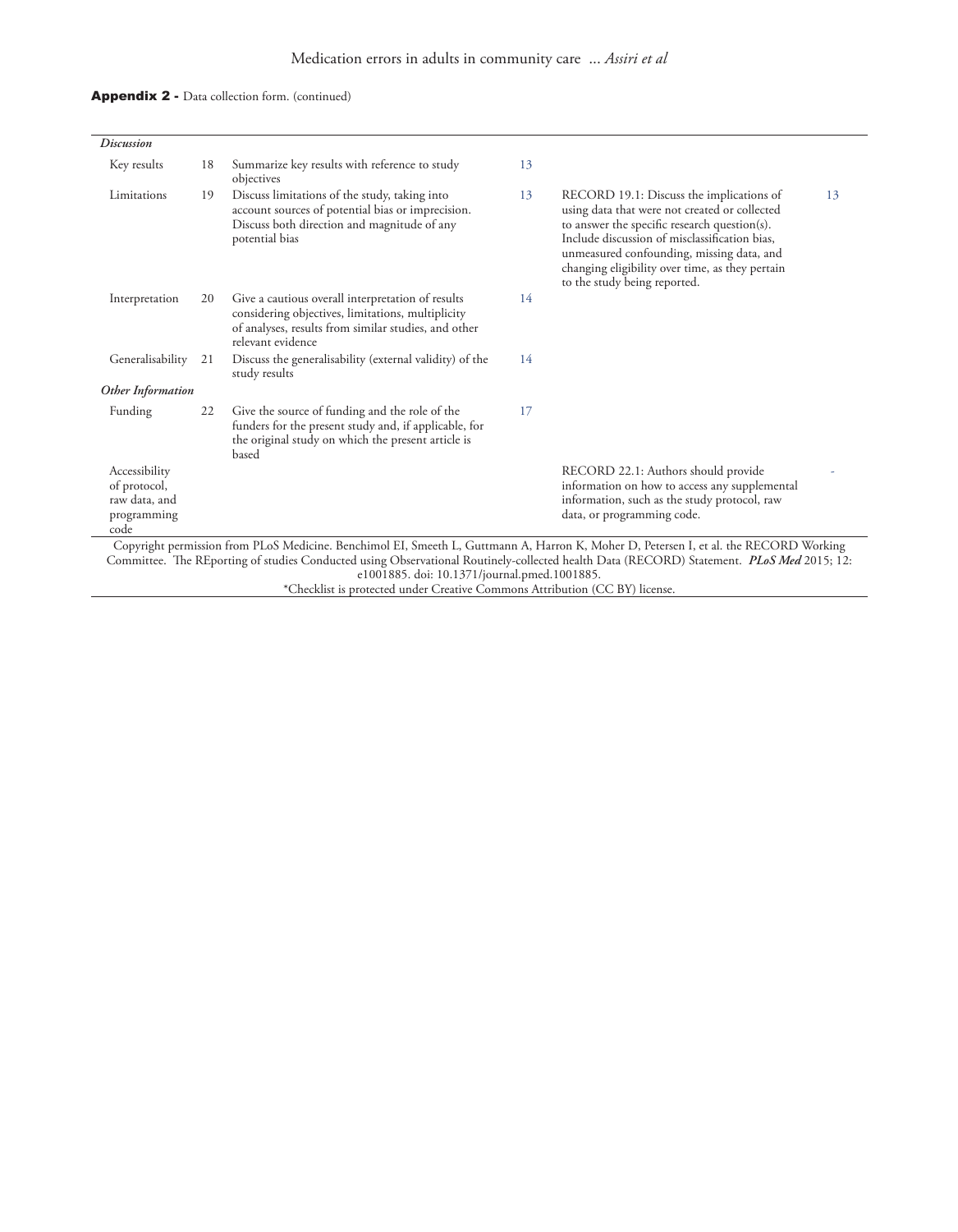**Appendix 2 -** Data collection form. (continued)

| | | | | | |
|---|---|---|---|---|---|
| ***Discussion*** | | | | | |
| Key results | 18 | Summarize key results with reference to study objectives | 13 | | |
| Limitations | 19 | Discuss limitations of the study, taking into account sources of potential bias or imprecision. Discuss both direction and magnitude of any potential bias | 13 | RECORD 19.1: Discuss the implications of using data that were not created or collected to answer the specific research question(s). Include discussion of misclassification bias, unmeasured confounding, missing data, and changing eligibility over time, as they pertain to the study being reported. | 13 |
| Interpretation | 20 | Give a cautious overall interpretation of results considering objectives, limitations, multiplicity of analyses, results from similar studies, and other relevant evidence | 14 | | |
| Generalisability | 21 | Discuss the generalisability (external validity) of the study results | 14 | | |
| ***Other Information*** | | | | | |
| Funding | 22 | Give the source of funding and the role of the funders for the present study and, if applicable, for the original study on which the present article is based | 17 | | |
| Accessibility of protocol, raw data, and programming code | | | | RECORD 22.1: Authors should provide information on how to access any supplemental information, such as the study protocol, raw data, or programming code. | - |

Copyright permission from PLoS Medicine. Benchimol EI, Smeeth L, Guttmann A, Harron K, Moher D, Petersen I, et al. the RECORD Working Committee. The REporting of studies Conducted using Observational Routinely-collected health Data (RECORD) Statement. ***PLoS Med*** 2015; 12: e1001885. doi: 10.1371/journal.pmed.1001885.

*Checklist is protected under Creative Commons Attribution (CC BY) license.